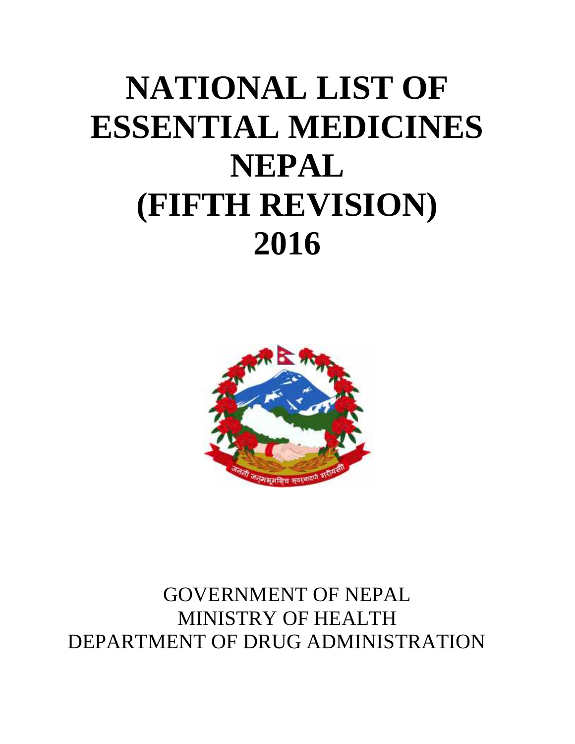# NATIONAL LIST OF ESSENTIAL MEDICINES NEPAL (FIFTH REVISION) 2016

GOVERNMENT OF NEPAL
MINISTRY OF HEALTH
DEPARTMENT OF DRUG ADMINISTRATION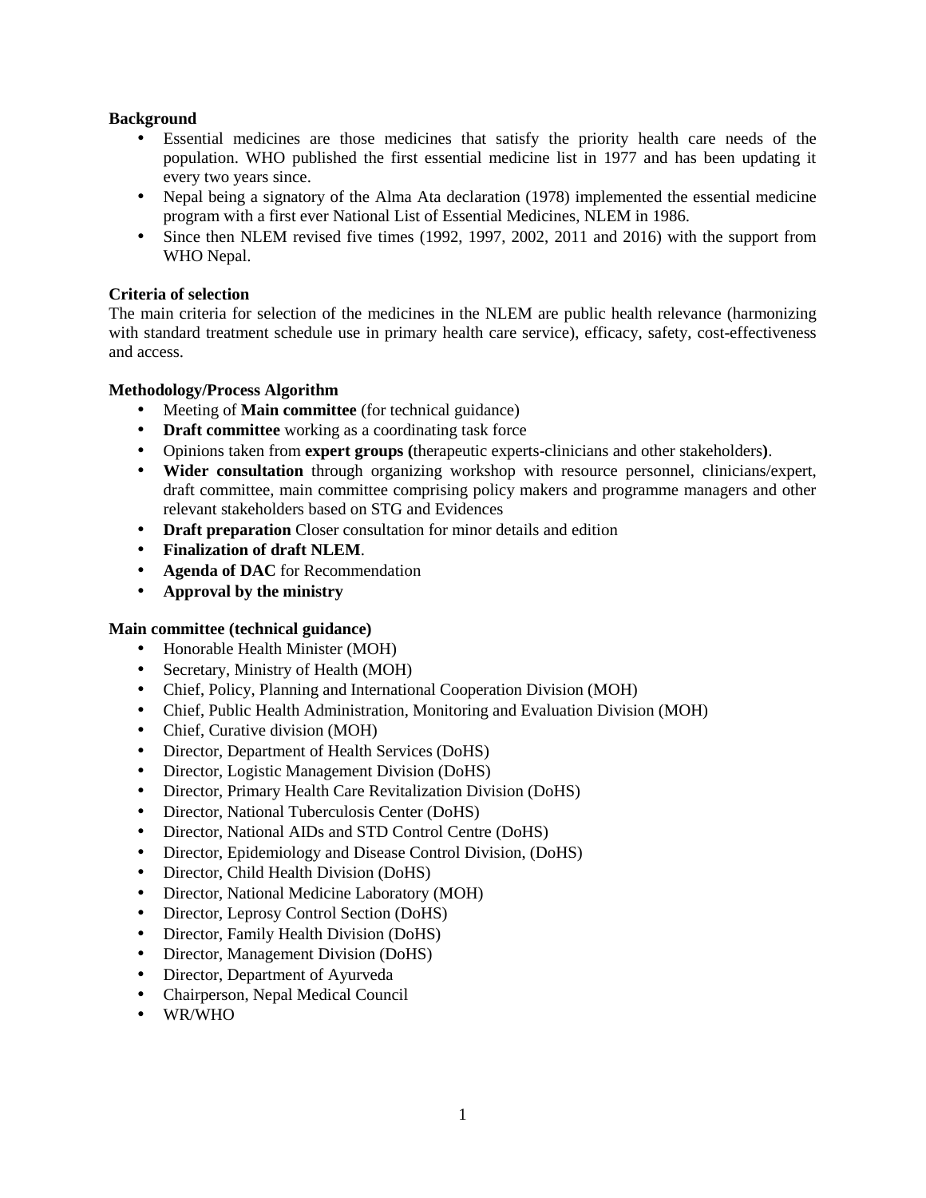**Background**

- Essential medicines are those medicines that satisfy the priority health care needs of the population. WHO published the first essential medicine list in 1977 and has been updating it every two years since.
- Nepal being a signatory of the Alma Ata declaration (1978) implemented the essential medicine program with a first ever National List of Essential Medicines, NLEM in 1986.
- Since then NLEM revised five times (1992, 1997, 2002, 2011 and 2016) with the support from WHO Nepal.

**Criteria of selection**

The main criteria for selection of the medicines in the NLEM are public health relevance (harmonizing with standard treatment schedule use in primary health care service), efficacy, safety, cost-effectiveness and access.

**Methodology/Process Algorithm**

- Meeting of **Main committee** (for technical guidance)
- **Draft committee** working as a coordinating task force
- Opinions taken from **expert groups (**therapeutic experts-clinicians and other stakeholders**)**.
- **Wider consultation** through organizing workshop with resource personnel, clinicians/expert, draft committee, main committee comprising policy makers and programme managers and other relevant stakeholders based on STG and Evidences
- **Draft preparation** Closer consultation for minor details and edition
- **Finalization of draft NLEM**.
- **Agenda of DAC** for Recommendation
- **Approval by the ministry**

**Main committee (technical guidance)**

- Honorable Health Minister (MOH)
- Secretary, Ministry of Health (MOH)
- Chief, Policy, Planning and International Cooperation Division (MOH)
- Chief, Public Health Administration, Monitoring and Evaluation Division (MOH)
- Chief, Curative division (MOH)
- Director, Department of Health Services (DoHS)
- Director, Logistic Management Division (DoHS)
- Director, Primary Health Care Revitalization Division (DoHS)
- Director, National Tuberculosis Center (DoHS)
- Director, National AIDs and STD Control Centre (DoHS)
- Director, Epidemiology and Disease Control Division, (DoHS)
- Director, Child Health Division (DoHS)
- Director, National Medicine Laboratory (MOH)
- Director, Leprosy Control Section (DoHS)
- Director, Family Health Division (DoHS)
- Director, Management Division (DoHS)
- Director, Department of Ayurveda
- Chairperson, Nepal Medical Council
- WR/WHO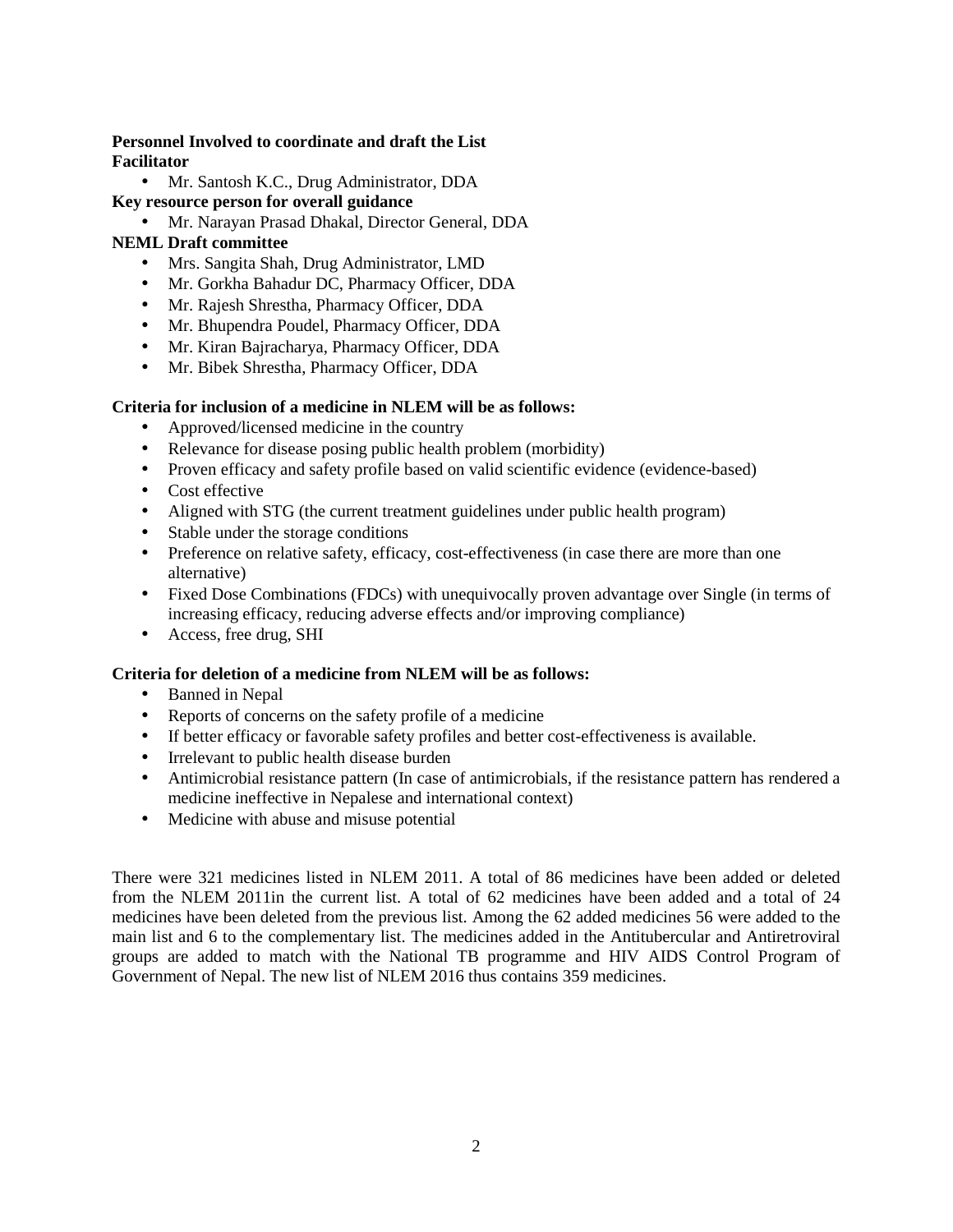**Personnel Involved to coordinate and draft the List**

**Facilitator**

- Mr. Santosh K.C., Drug Administrator, DDA

**Key resource person for overall guidance**

- Mr. Narayan Prasad Dhakal, Director General, DDA

**NEML Draft committee**

- Mrs. Sangita Shah, Drug Administrator, LMD
- Mr. Gorkha Bahadur DC, Pharmacy Officer, DDA
- Mr. Rajesh Shrestha, Pharmacy Officer, DDA
- Mr. Bhupendra Poudel, Pharmacy Officer, DDA
- Mr. Kiran Bajracharya, Pharmacy Officer, DDA
- Mr. Bibek Shrestha, Pharmacy Officer, DDA

**Criteria for inclusion of a medicine in NLEM will be as follows:**

- Approved/licensed medicine in the country
- Relevance for disease posing public health problem (morbidity)
- Proven efficacy and safety profile based on valid scientific evidence (evidence-based)
- Cost effective
- Aligned with STG (the current treatment guidelines under public health program)
- Stable under the storage conditions
- Preference on relative safety, efficacy, cost-effectiveness (in case there are more than one alternative)
- Fixed Dose Combinations (FDCs) with unequivocally proven advantage over Single (in terms of increasing efficacy, reducing adverse effects and/or improving compliance)
- Access, free drug, SHI

**Criteria for deletion of a medicine from NLEM will be as follows:**

- Banned in Nepal
- Reports of concerns on the safety profile of a medicine
- If better efficacy or favorable safety profiles and better cost-effectiveness is available.
- Irrelevant to public health disease burden
- Antimicrobial resistance pattern (In case of antimicrobials, if the resistance pattern has rendered a medicine ineffective in Nepalese and international context)
- Medicine with abuse and misuse potential

There were 321 medicines listed in NLEM 2011. A total of 86 medicines have been added or deleted from the NLEM 2011in the current list. A total of 62 medicines have been added and a total of 24 medicines have been deleted from the previous list. Among the 62 added medicines 56 were added to the main list and 6 to the complementary list. The medicines added in the Antitubercular and Antiretroviral groups are added to match with the National TB programme and HIV AIDS Control Program of Government of Nepal. The new list of NLEM 2016 thus contains 359 medicines.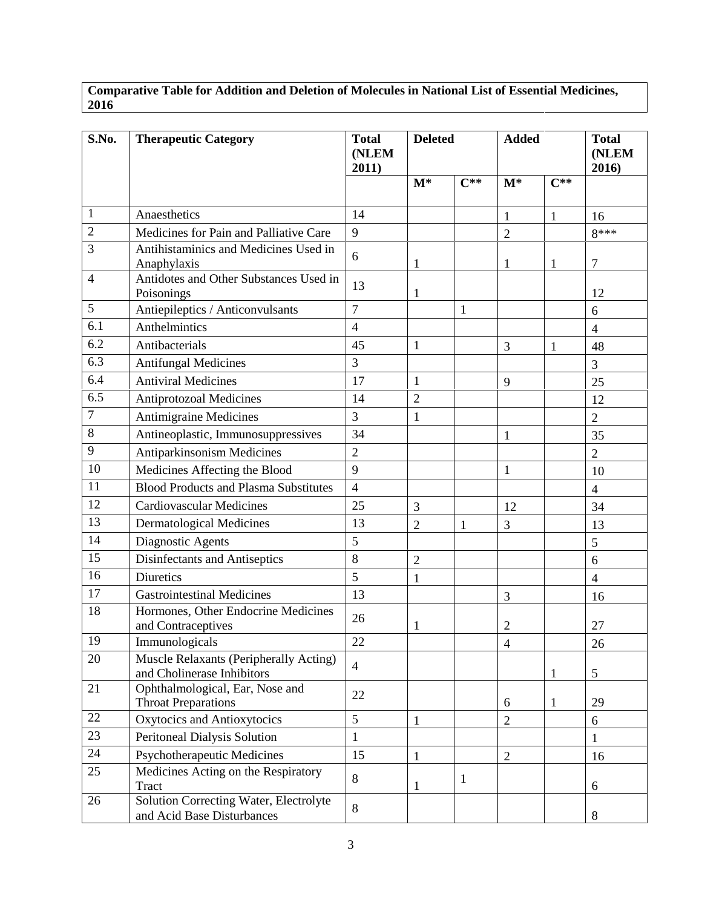**Comparative Table for Addition and Deletion of Molecules in National List of Essential Medicines, 2016**

| S.No. | Therapeutic Category | Total (NLEM 2011) | Deleted | | Added | | Total (NLEM 2016) |
|---|---|---|---|---|---|---|---|
| | | | M* | C** | M* | C** | |
| 1 | Anaesthetics | 14 | | | 1 | 1 | 16 |
| 2 | Medicines for Pain and Palliative Care | 9 | | | 2 | | 8*** |
| 3 | Antihistaminics and Medicines Used in Anaphylaxis | 6 | 1 | | 1 | 1 | 7 |
| 4 | Antidotes and Other Substances Used in Poisonings | 13 | 1 | | | | 12 |
| 5 | Antiepileptics / Anticonvulsants | 7 | | 1 | | | 6 |
| 6.1 | Anthelmintics | 4 | | | | | 4 |
| 6.2 | Antibacterials | 45 | 1 | | 3 | 1 | 48 |
| 6.3 | Antifungal Medicines | 3 | | | | | 3 |
| 6.4 | Antiviral Medicines | 17 | 1 | | 9 | | 25 |
| 6.5 | Antiprotozoal Medicines | 14 | 2 | | | | 12 |
| 7 | Antimigraine Medicines | 3 | 1 | | | | 2 |
| 8 | Antineoplastic, Immunosuppressives | 34 | | | 1 | | 35 |
| 9 | Antiparkinsonism Medicines | 2 | | | | | 2 |
| 10 | Medicines Affecting the Blood | 9 | | | 1 | | 10 |
| 11 | Blood Products and Plasma Substitutes | 4 | | | | | 4 |
| 12 | Cardiovascular Medicines | 25 | 3 | | 12 | | 34 |
| 13 | Dermatological Medicines | 13 | 2 | 1 | 3 | | 13 |
| 14 | Diagnostic Agents | 5 | | | | | 5 |
| 15 | Disinfectants and Antiseptics | 8 | 2 | | | | 6 |
| 16 | Diuretics | 5 | 1 | | | | 4 |
| 17 | Gastrointestinal Medicines | 13 | | | 3 | | 16 |
| 18 | Hormones, Other Endocrine Medicines and Contraceptives | 26 | 1 | | 2 | | 27 |
| 19 | Immunologicals | 22 | | | 4 | | 26 |
| 20 | Muscle Relaxants (Peripherally Acting) and Cholinerase Inhibitors | 4 | | | | 1 | 5 |
| 21 | Ophthalmological, Ear, Nose and Throat Preparations | 22 | | | 6 | 1 | 29 |
| 22 | Oxytocics and Antioxytocics | 5 | 1 | | 2 | | 6 |
| 23 | Peritoneal Dialysis Solution | 1 | | | | | 1 |
| 24 | Psychotherapeutic Medicines | 15 | 1 | | 2 | | 16 |
| 25 | Medicines Acting on the Respiratory Tract | 8 | 1 | 1 | | | 6 |
| 26 | Solution Correcting Water, Electrolyte and Acid Base Disturbances | 8 | | | | | 8 |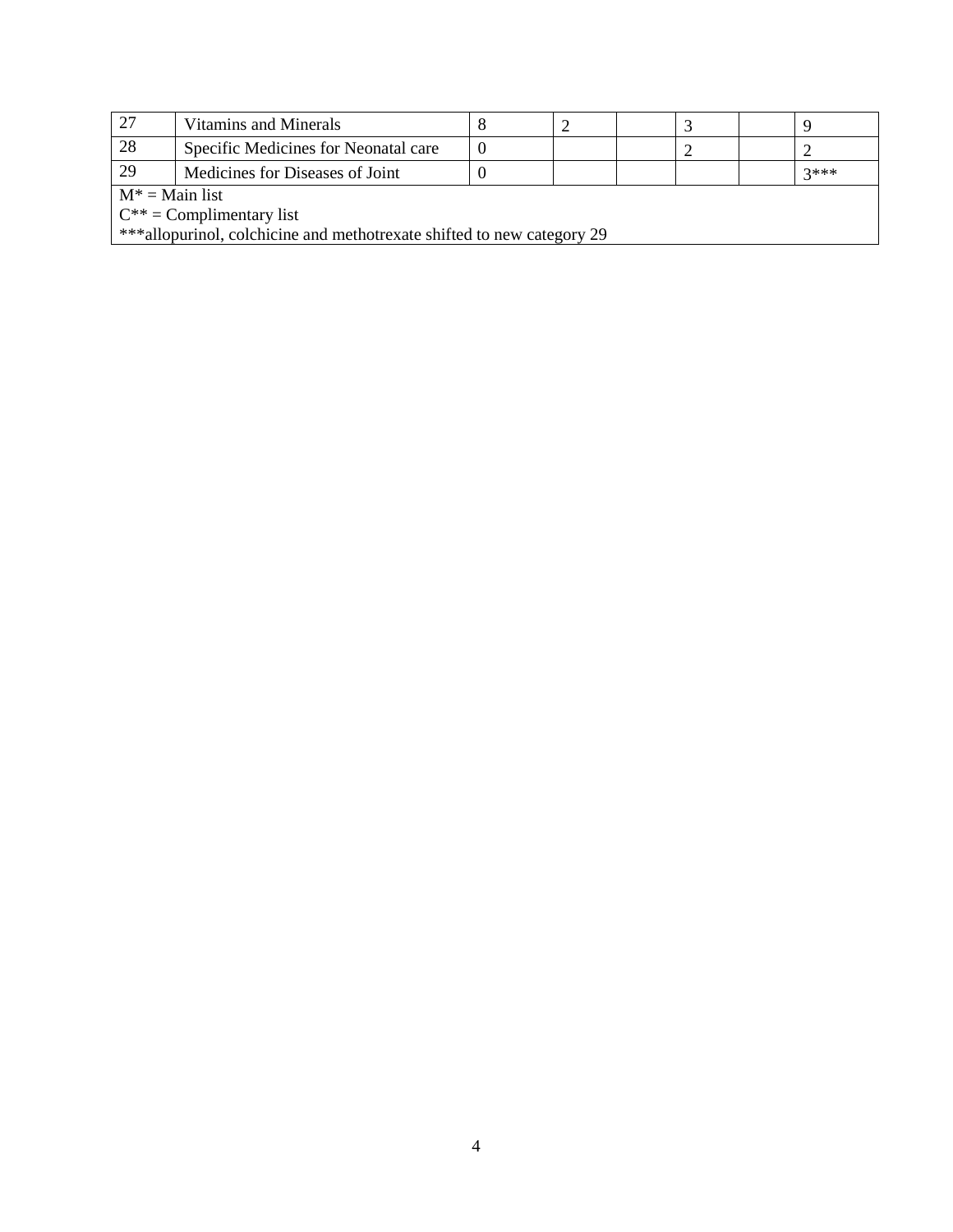| 27 | Vitamins and Minerals | 8 | 2 | | 3 | | 9 |
|---|---|---|---|---|---|---|---|
| 28 | Specific Medicines for Neonatal care | 0 | | | 2 | | 2 |
| 29 | Medicines for Diseases of Joint | 0 | | | | | 3*** |

M* = Main list

C** = Complimentary list

***allopurinol, colchicine and methotrexate shifted to new category 29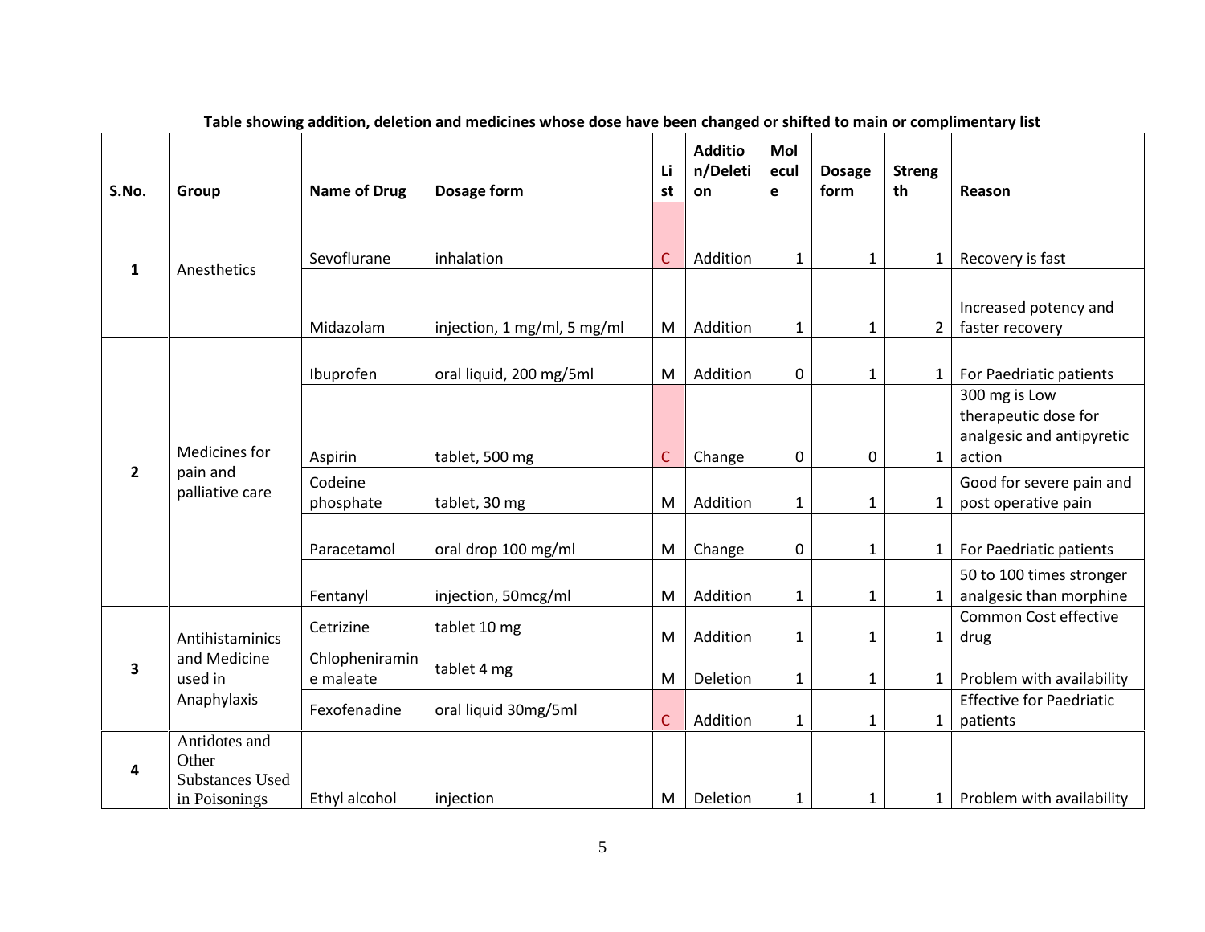**Table showing addition, deletion and medicines whose dose have been changed or shifted to main or complimentary list**

| S.No. | Group | Name of Drug | Dosage form | List | Addition/Deletion | Molecule | Dosage form | Strength | Reason |
|---|---|---|---|---|---|---|---|---|---|
| 1 | Anesthetics | Sevoflurane | inhalation | C | Addition | 1 | 1 | 1 | Recovery is fast |
| | | Midazolam | injection, 1 mg/ml, 5 mg/ml | M | Addition | 1 | 1 | 2 | Increased potency and faster recovery |
| 2 | Medicines for pain and palliative care | Ibuprofen | oral liquid, 200 mg/5ml | M | Addition | 0 | 1 | 1 | For Paedriatic patients |
| | | Aspirin | tablet, 500 mg | C | Change | 0 | 0 | 1 | 300 mg is Low therapeutic dose for analgesic and antipyretic action |
| | | Codeine phosphate | tablet, 30 mg | M | Addition | 1 | 1 | 1 | Good for severe pain and post operative pain |
| | | Paracetamol | oral drop 100 mg/ml | M | Change | 0 | 1 | 1 | For Paedriatic patients |
| | | Fentanyl | injection, 50mcg/ml | M | Addition | 1 | 1 | 1 | 50 to 100 times stronger analgesic than morphine |
| 3 | Antihistaminics and Medicine used in Anaphylaxis | Cetrizine | tablet 10 mg | M | Addition | 1 | 1 | 1 | Common Cost effective drug |
| | | Chlopheniramine maleate | tablet 4 mg | M | Deletion | 1 | 1 | 1 | Problem with availability |
| | | Fexofenadine | oral liquid 30mg/5ml | C | Addition | 1 | 1 | 1 | Effective for Paedriatic patients |
| 4 | Antidotes and Other Substances Used in Poisonings | Ethyl alcohol | injection | M | Deletion | 1 | 1 | 1 | Problem with availability |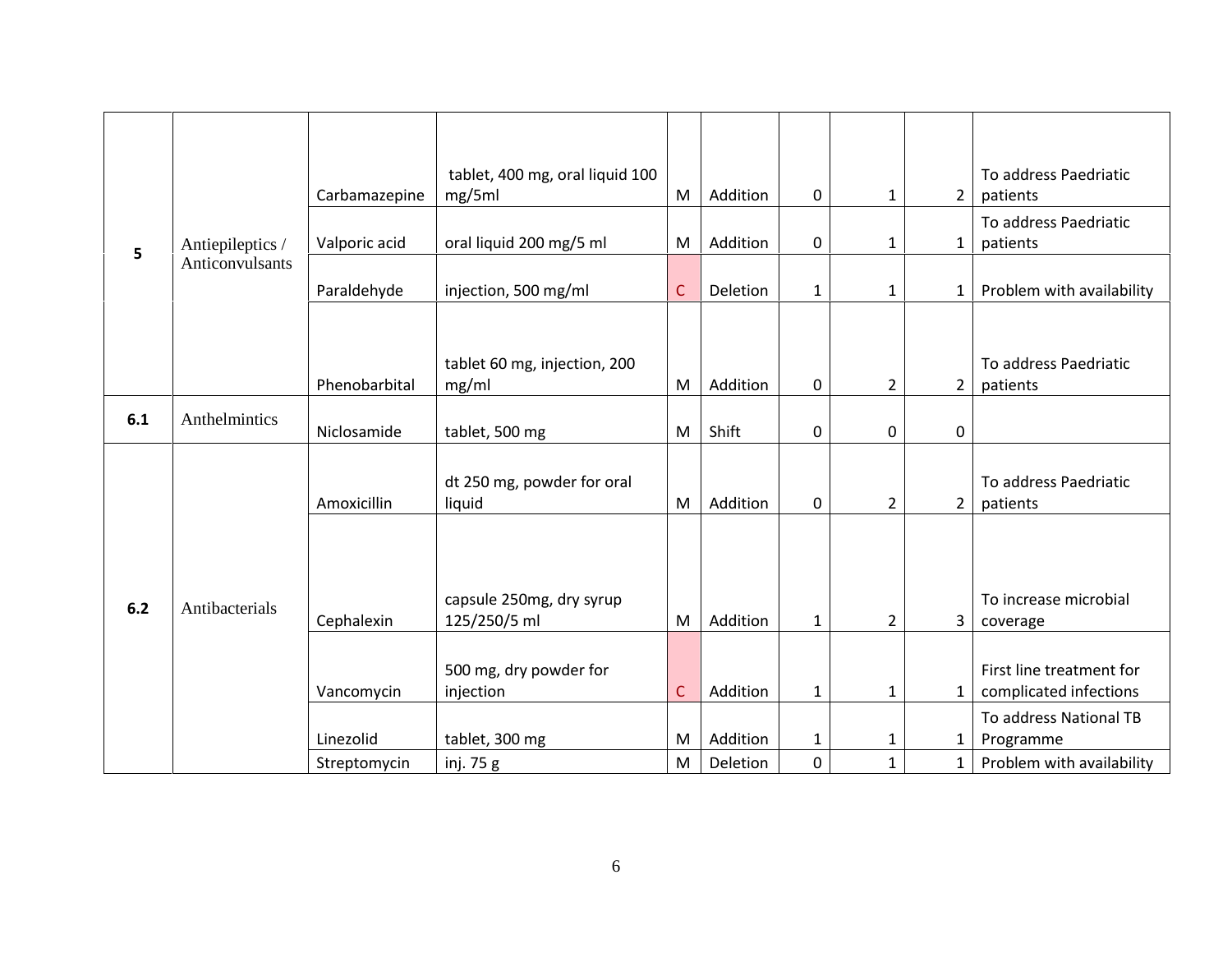| | | | | | | | | | |
|---|---|---|---|---|---|---|---|---|---|
| 5 | Antiepileptics / Anticonvulsants | Carbamazepine | tablet, 400 mg, oral liquid 100 mg/5ml | M | Addition | 0 | 1 | 2 | To address Paedriatic patients |
| | | Valporic acid | oral liquid 200 mg/5 ml | M | Addition | 0 | 1 | 1 | To address Paedriatic patients |
| | | Paraldehyde | injection, 500 mg/ml | C | Deletion | 1 | 1 | 1 | Problem with availability |
| | | Phenobarbital | tablet 60 mg, injection, 200 mg/ml | M | Addition | 0 | 2 | 2 | To address Paedriatic patients |
| 6.1 | Anthelmintics | Niclosamide | tablet, 500 mg | M | Shift | 0 | 0 | 0 | |
| 6.2 | Antibacterials | Amoxicillin | dt 250 mg, powder for oral liquid | M | Addition | 0 | 2 | 2 | To address Paedriatic patients |
| | | Cephalexin | capsule 250mg, dry syrup 125/250/5 ml | M | Addition | 1 | 2 | 3 | To increase microbial coverage |
| | | Vancomycin | 500 mg, dry powder for injection | C | Addition | 1 | 1 | 1 | First line treatment for complicated infections |
| | | Linezolid | tablet, 300 mg | M | Addition | 1 | 1 | 1 | To address National TB Programme |
| | | Streptomycin | inj. 75 g | M | Deletion | 0 | 1 | 1 | Problem with availability |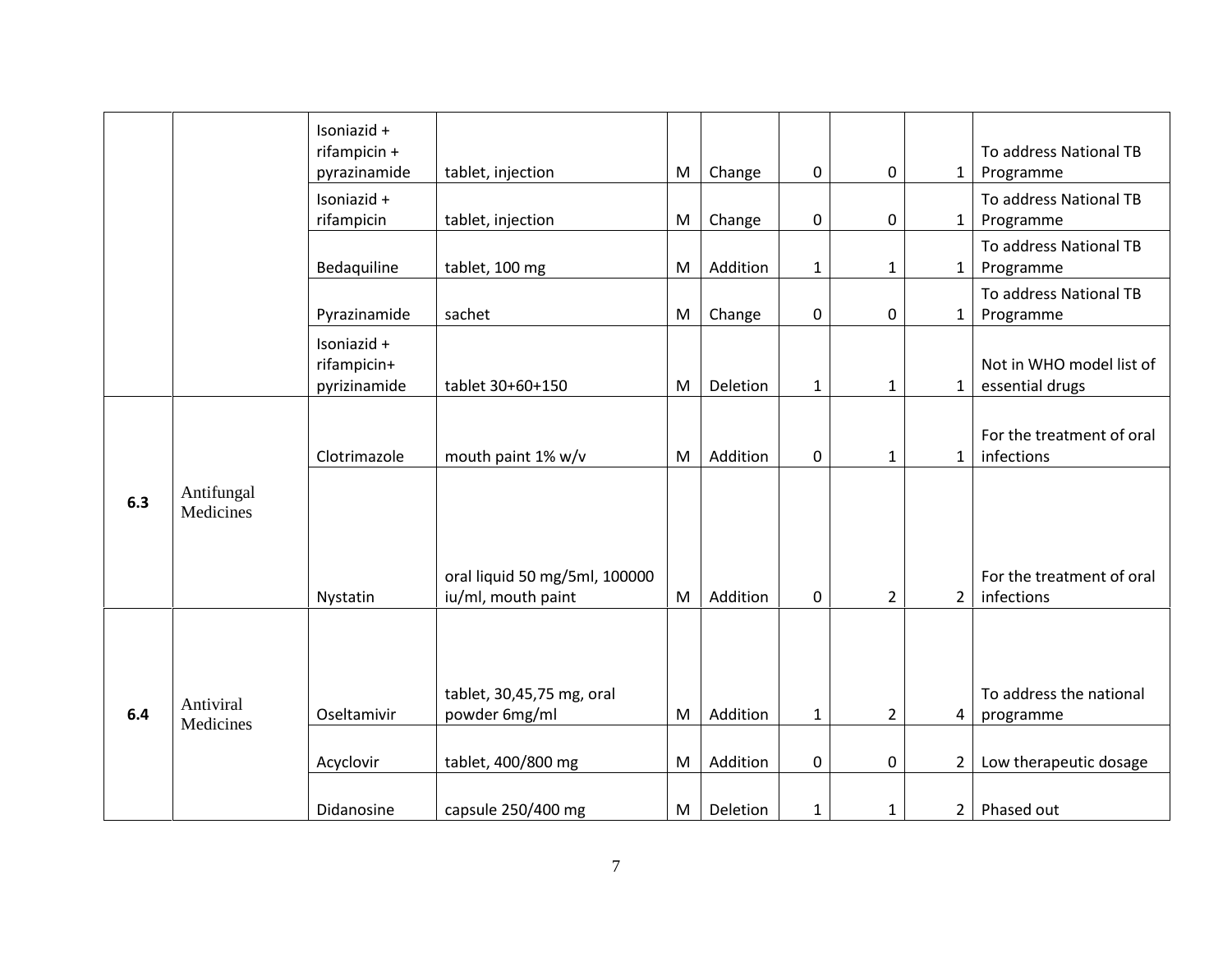| | | | | | | | | | |
|---|---|---|---|---|---|---|---|---|---|
| | | Isoniazid + rifampicin + pyrazinamide | tablet, injection | M | Change | 0 | 0 | 1 | To address National TB Programme |
| | | Isoniazid + rifampicin | tablet, injection | M | Change | 0 | 0 | 1 | To address National TB Programme |
| | | Bedaquiline | tablet, 100 mg | M | Addition | 1 | 1 | 1 | To address National TB Programme |
| | | Pyrazinamide | sachet | M | Change | 0 | 0 | 1 | To address National TB Programme |
| | | Isoniazid + rifampicin+ pyrizinamide | tablet 30+60+150 | M | Deletion | 1 | 1 | 1 | Not in WHO model list of essential drugs |
| **6.3** | Antifungal Medicines | Clotrimazole | mouth paint 1% w/v | M | Addition | 0 | 1 | 1 | For the treatment of oral infections |
| | | Nystatin | oral liquid 50 mg/5ml, 100000 iu/ml, mouth paint | M | Addition | 0 | 2 | 2 | For the treatment of oral infections |
| **6.4** | Antiviral Medicines | Oseltamivir | tablet, 30,45,75 mg, oral powder 6mg/ml | M | Addition | 1 | 2 | 4 | To address the national programme |
| | | Acyclovir | tablet, 400/800 mg | M | Addition | 0 | 0 | 2 | Low therapeutic dosage |
| | | Didanosine | capsule 250/400 mg | M | Deletion | 1 | 1 | 2 | Phased out |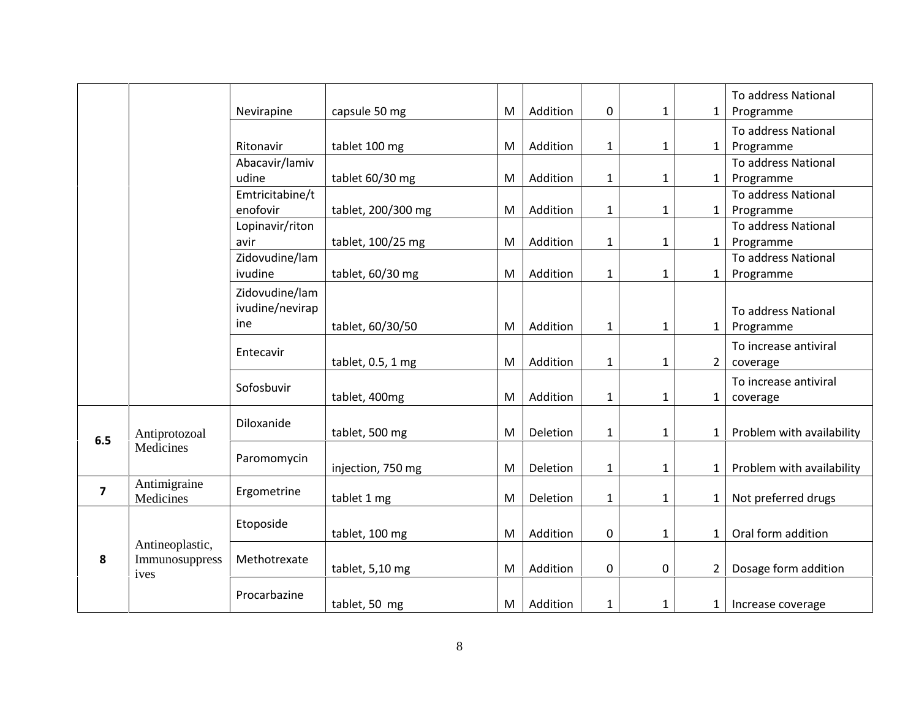| | | | | | | | | | |
|---|---|---|---|---|---|---|---|---|---|
| | | Nevirapine | capsule 50 mg | M | Addition | 0 | 1 | 1 | To address National Programme |
| | | Ritonavir | tablet 100 mg | M | Addition | 1 | 1 | 1 | To address National Programme |
| | | Abacavir/lamivudine | tablet 60/30 mg | M | Addition | 1 | 1 | 1 | To address National Programme |
| | | Emtricitabine/tenofovir | tablet, 200/300 mg | M | Addition | 1 | 1 | 1 | To address National Programme |
| | | Lopinavir/ritonavir | tablet, 100/25 mg | M | Addition | 1 | 1 | 1 | To address National Programme |
| | | Zidovudine/lamivudine | tablet, 60/30 mg | M | Addition | 1 | 1 | 1 | To address National Programme |
| | | Zidovudine/lamivudine/nevirapine | tablet, 60/30/50 | M | Addition | 1 | 1 | 1 | To address National Programme |
| | | Entecavir | tablet, 0.5, 1 mg | M | Addition | 1 | 1 | 2 | To increase antiviral coverage |
| | | Sofosbuvir | tablet, 400mg | M | Addition | 1 | 1 | 1 | To increase antiviral coverage |
| **6.5** | Antiprotozoal Medicines | Diloxanide | tablet, 500 mg | M | Deletion | 1 | 1 | 1 | Problem with availability |
| | | Paromomycin | injection, 750 mg | M | Deletion | 1 | 1 | 1 | Problem with availability |
| **7** | Antimigraine Medicines | Ergometrine | tablet 1 mg | M | Deletion | 1 | 1 | 1 | Not preferred drugs |
| **8** | Antineoplastic, Immunosuppressives | Etoposide | tablet, 100 mg | M | Addition | 0 | 1 | 1 | Oral form addition |
| | | Methotrexate | tablet, 5,10 mg | M | Addition | 0 | 0 | 2 | Dosage form addition |
| | | Procarbazine | tablet, 50 mg | M | Addition | 1 | 1 | 1 | Increase coverage |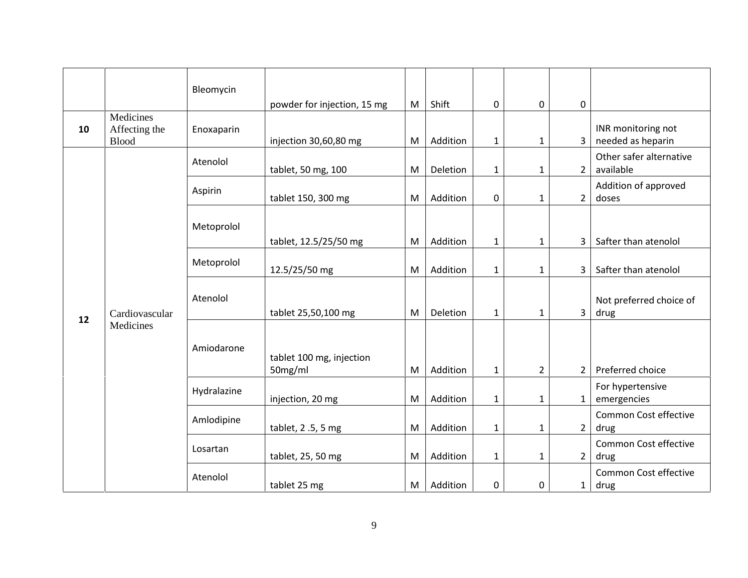| | | | | | | | | | |
|---|---|---|---|---|---|---|---|---|---|
| | | Bleomycin | powder for injection, 15 mg | M | Shift | 0 | 0 | 0 | |
| 10 | Medicines Affecting the Blood | Enoxaparin | injection 30,60,80 mg | M | Addition | 1 | 1 | 3 | INR monitoring not needed as heparin |
| 12 | Cardiovascular Medicines | Atenolol | tablet, 50 mg, 100 | M | Deletion | 1 | 1 | 2 | Other safer alternative available |
| | | Aspirin | tablet 150, 300 mg | M | Addition | 0 | 1 | 2 | Addition of approved doses |
| | | Metoprolol | tablet, 12.5/25/50 mg | M | Addition | 1 | 1 | 3 | Safter than atenolol |
| | | Metoprolol | 12.5/25/50 mg | M | Addition | 1 | 1 | 3 | Safter than atenolol |
| | | Atenolol | tablet 25,50,100 mg | M | Deletion | 1 | 1 | 3 | Not preferred choice of drug |
| | | Amiodarone | tablet 100 mg, injection 50mg/ml | M | Addition | 1 | 2 | 2 | Preferred choice |
| | | Hydralazine | injection, 20 mg | M | Addition | 1 | 1 | 1 | For hypertensive emergencies |
| | | Amlodipine | tablet, 2 .5, 5 mg | M | Addition | 1 | 1 | 2 | Common Cost effective drug |
| | | Losartan | tablet, 25, 50 mg | M | Addition | 1 | 1 | 2 | Common Cost effective drug |
| | | Atenolol | tablet 25 mg | M | Addition | 0 | 0 | 1 | Common Cost effective drug |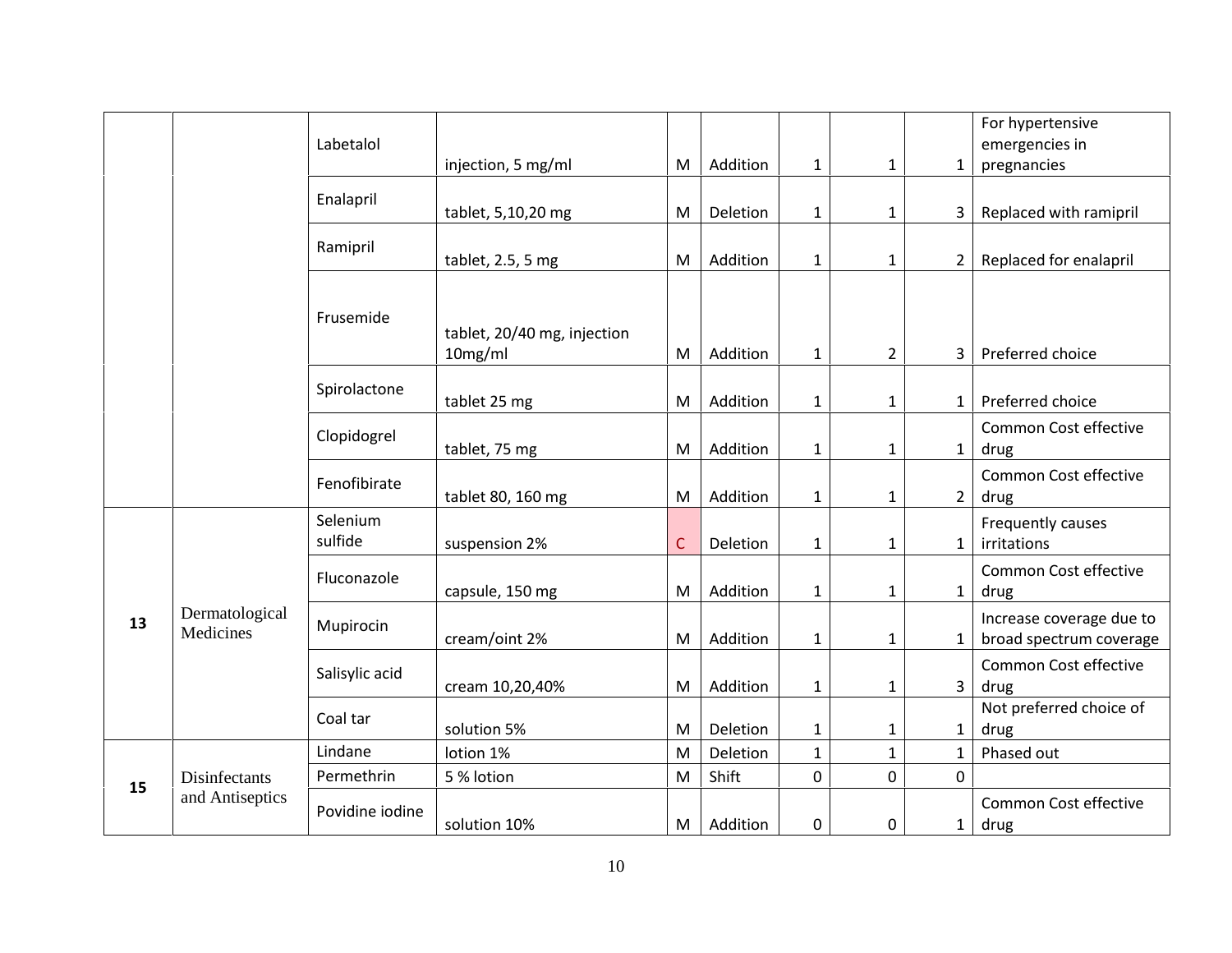| | | | | | | | | | |
|---|---|---|---|---|---|---|---|---|---|
| | | Labetalol | injection, 5 mg/ml | M | Addition | 1 | 1 | 1 | For hypertensive emergencies in pregnancies |
| | | Enalapril | tablet, 5,10,20 mg | M | Deletion | 1 | 1 | 3 | Replaced with ramipril |
| | | Ramipril | tablet, 2.5, 5 mg | M | Addition | 1 | 1 | 2 | Replaced for enalapril |
| | | Frusemide | tablet, 20/40 mg, injection 10mg/ml | M | Addition | 1 | 2 | 3 | Preferred choice |
| | | Spirolactone | tablet 25 mg | M | Addition | 1 | 1 | 1 | Preferred choice |
| | | Clopidogrel | tablet, 75 mg | M | Addition | 1 | 1 | 1 | Common Cost effective drug |
| | | Fenofibirate | tablet 80, 160 mg | M | Addition | 1 | 1 | 2 | Common Cost effective drug |
| 13 | Dermatological Medicines | Selenium sulfide | suspension 2% | C | Deletion | 1 | 1 | 1 | Frequently causes irritations |
| | | Fluconazole | capsule, 150 mg | M | Addition | 1 | 1 | 1 | Common Cost effective drug |
| | | Mupirocin | cream/oint 2% | M | Addition | 1 | 1 | 1 | Increase coverage due to broad spectrum coverage |
| | | Salisylic acid | cream 10,20,40% | M | Addition | 1 | 1 | 3 | Common Cost effective drug |
| | | Coal tar | solution 5% | M | Deletion | 1 | 1 | 1 | Not preferred choice of drug |
| 15 | Disinfectants and Antiseptics | Lindane | lotion 1% | M | Deletion | 1 | 1 | 1 | Phased out |
| | | Permethrin | 5 % lotion | M | Shift | 0 | 0 | 0 | |
| | | Povidine iodine | solution 10% | M | Addition | 0 | 0 | 1 | Common Cost effective drug |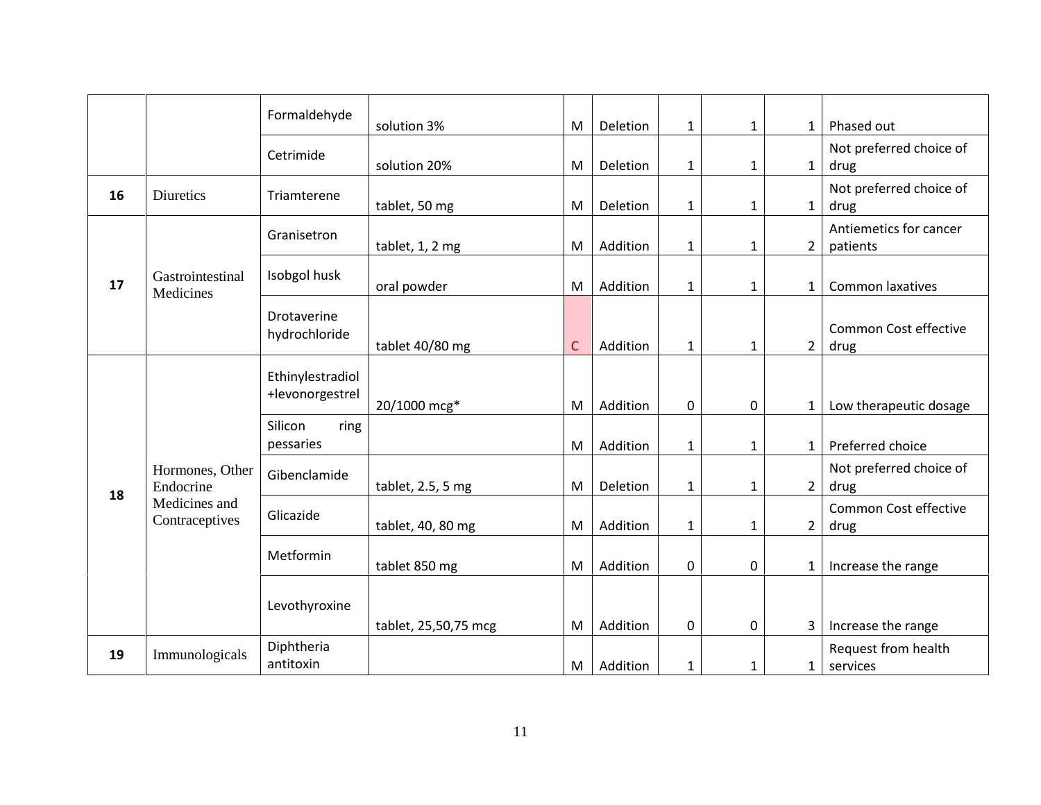|  |  |  |  |  |  |  |  |  |  |
|---|---|---|---|---|---|---|---|---|---|
|  |  | Formaldehyde | solution 3% | M | Deletion | 1 | 1 | 1 | Phased out |
|  |  | Cetrimide | solution 20% | M | Deletion | 1 | 1 | 1 | Not preferred choice of drug |
| **16** | Diuretics | Triamterene | tablet, 50 mg | M | Deletion | 1 | 1 | 1 | Not preferred choice of drug |
| **17** | Gastrointestinal Medicines | Granisetron | tablet, 1, 2 mg | M | Addition | 1 | 1 | 2 | Antiemetics for cancer patients |
|  |  | Isobgol husk | oral powder | M | Addition | 1 | 1 | 1 | Common laxatives |
|  |  | Drotaverine hydrochloride | tablet 40/80 mg | C | Addition | 1 | 1 | 2 | Common Cost effective drug |
| **18** | Hormones, Other Endocrine Medicines and Contraceptives | Ethinylestradiol +levonorgestrel | 20/1000 mcg* | M | Addition | 0 | 0 | 1 | Low therapeutic dosage |
|  |  | Silicon ring pessaries |  | M | Addition | 1 | 1 | 1 | Preferred choice |
|  |  | Gibenclamide | tablet, 2.5, 5 mg | M | Deletion | 1 | 1 | 2 | Not preferred choice of drug |
|  |  | Glicazide | tablet, 40, 80 mg | M | Addition | 1 | 1 | 2 | Common Cost effective drug |
|  |  | Metformin | tablet 850 mg | M | Addition | 0 | 0 | 1 | Increase the range |
|  |  | Levothyroxine | tablet, 25,50,75 mcg | M | Addition | 0 | 0 | 3 | Increase the range |
| **19** | Immunologicals | Diphtheria antitoxin |  | M | Addition | 1 | 1 | 1 | Request from health services |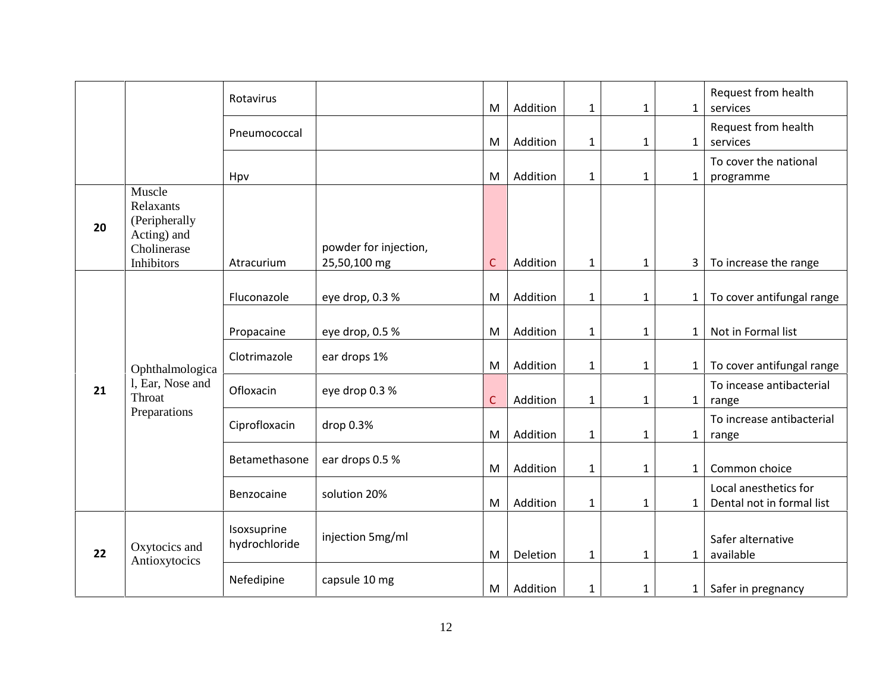| | | | | | | | | | |
|---|---|---|---|---|---|---|---|---|---|
| | | Rotavirus | | M | Addition | 1 | 1 | 1 | Request from health services |
| | | Pneumococcal | | M | Addition | 1 | 1 | 1 | Request from health services |
| | | Hpv | | M | Addition | 1 | 1 | 1 | To cover the national programme |
| **20** | Muscle Relaxants (Peripherally Acting) and Cholinerase Inhibitors | Atracurium | powder for injection, 25,50,100 mg | C | Addition | 1 | 1 | 3 | To increase the range |
| **21** | Ophthalmological, Ear, Nose and Throat Preparations | Fluconazole | eye drop, 0.3 % | M | Addition | 1 | 1 | 1 | To cover antifungal range |
| | | Propacaine | eye drop, 0.5 % | M | Addition | 1 | 1 | 1 | Not in Formal list |
| | | Clotrimazole | ear drops 1% | M | Addition | 1 | 1 | 1 | To cover antifungal range |
| | | Ofloxacin | eye drop 0.3 % | C | Addition | 1 | 1 | 1 | To incease antibacterial range |
| | | Ciprofloxacin | drop 0.3% | M | Addition | 1 | 1 | 1 | To increase antibacterial range |
| | | Betamethasone | ear drops 0.5 % | M | Addition | 1 | 1 | 1 | Common choice |
| | | Benzocaine | solution 20% | M | Addition | 1 | 1 | 1 | Local anesthetics for Dental not in formal list |
| **22** | Oxytocics and Antioxytocics | Isoxsuprine hydrochloride | injection 5mg/ml | M | Deletion | 1 | 1 | 1 | Safer alternative available |
| | | Nefedipine | capsule 10 mg | M | Addition | 1 | 1 | 1 | Safer in pregnancy |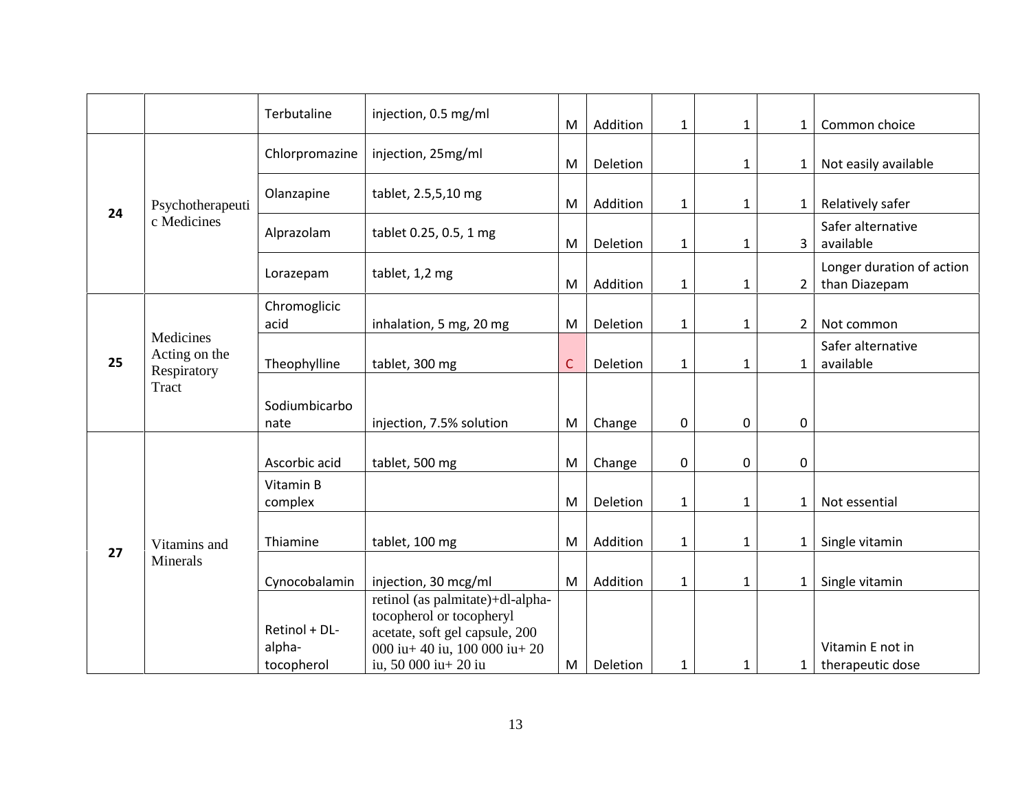| | | | | | | | | | |
|---|---|---|---|---|---|---|---|---|---|
| | | Terbutaline | injection, 0.5 mg/ml | M | Addition | 1 | 1 | 1 | Common choice |
| 24 | Psychotherapeutic Medicines | Chlorpromazine | injection, 25mg/ml | M | Deletion | | 1 | 1 | Not easily available |
| | | Olanzapine | tablet, 2.5,5,10 mg | M | Addition | 1 | 1 | 1 | Relatively safer |
| | | Alprazolam | tablet 0.25, 0.5, 1 mg | M | Deletion | 1 | 1 | 3 | Safer alternative available |
| | | Lorazepam | tablet, 1,2 mg | M | Addition | 1 | 1 | 2 | Longer duration of action than Diazepam |
| 25 | Medicines Acting on the Respiratory Tract | Chromoglicic acid | inhalation, 5 mg, 20 mg | M | Deletion | 1 | 1 | 2 | Not common |
| | | Theophylline | tablet, 300 mg | C | Deletion | 1 | 1 | 1 | Safer alternative available |
| | | Sodiumbicarbonate | injection, 7.5% solution | M | Change | 0 | 0 | 0 | |
| 27 | Vitamins and Minerals | Ascorbic acid | tablet, 500 mg | M | Change | 0 | 0 | 0 | |
| | | Vitamin B complex | | M | Deletion | 1 | 1 | 1 | Not essential |
| | | Thiamine | tablet, 100 mg | M | Addition | 1 | 1 | 1 | Single vitamin |
| | | Cynocobalamin | injection, 30 mcg/ml | M | Addition | 1 | 1 | 1 | Single vitamin |
| | | Retinol + DL-alpha-tocopherol | retinol (as palmitate)+dl-alpha-tocopherol or tocopheryl acetate, soft gel capsule, 200 000 iu+ 40 iu, 100 000 iu+ 20 iu, 50 000 iu+ 20 iu | M | Deletion | 1 | 1 | 1 | Vitamin E not in therapeutic dose |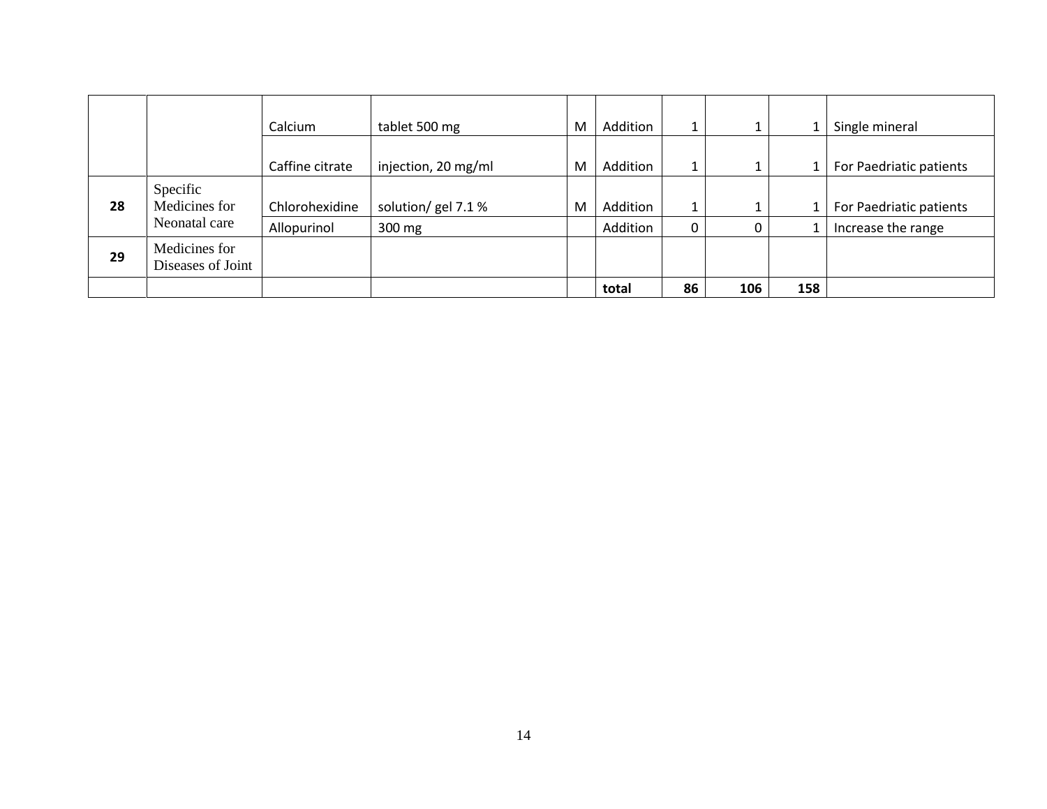| | | | | | | | | | |
|---|---|---|---|---|---|---|---|---|---|
| | | Calcium | tablet 500 mg | M | Addition | 1 | 1 | 1 | Single mineral |
| | | Caffine citrate | injection, 20 mg/ml | M | Addition | 1 | 1 | 1 | For Paedriatic patients |
| **28** | Specific Medicines for Neonatal care | Chlorohexidine | solution/ gel 7.1 % | M | Addition | 1 | 1 | 1 | For Paedriatic patients |
| | | Allopurinol | 300 mg | | Addition | 0 | 0 | 1 | Increase the range |
| **29** | Medicines for Diseases of Joint | | | | | | | | |
| | | | | | **total** | **86** | **106** | **158** | |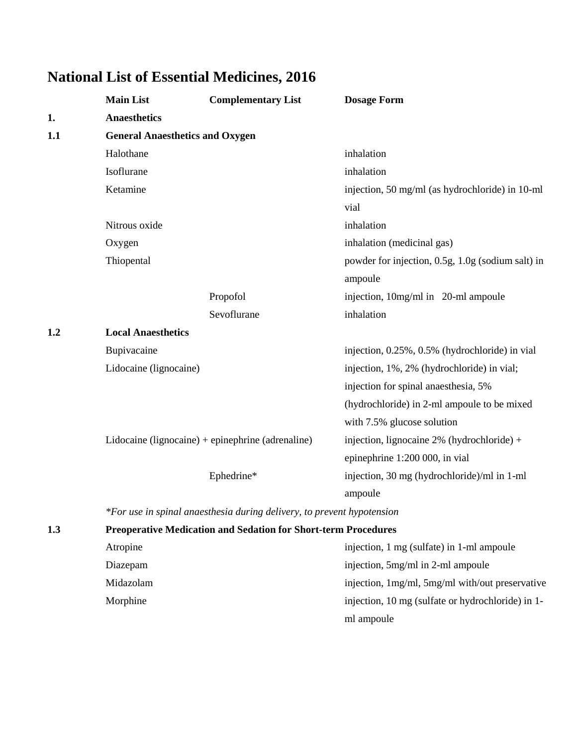# National List of Essential Medicines, 2016

| | Main List | Complementary List | Dosage Form |
|---|---|---|---|
| **1.** | **Anaesthetics** | | |
| **1.1** | **General Anaesthetics and Oxygen** | | |
| | Halothane | | inhalation |
| | Isoflurane | | inhalation |
| | Ketamine | | injection, 50 mg/ml (as hydrochloride) in 10-ml vial |
| | Nitrous oxide | | inhalation |
| | Oxygen | | inhalation (medicinal gas) |
| | Thiopental | | powder for injection, 0.5g, 1.0g (sodium salt) in ampoule |
| | | Propofol | injection, 10mg/ml in 20-ml ampoule |
| | | Sevoflurane | inhalation |
| **1.2** | **Local Anaesthetics** | | |
| | Bupivacaine | | injection, 0.25%, 0.5% (hydrochloride) in vial |
| | Lidocaine (lignocaine) | | injection, 1%, 2% (hydrochloride) in vial; injection for spinal anaesthesia, 5% (hydrochloride) in 2-ml ampoule to be mixed with 7.5% glucose solution |
| | Lidocaine (lignocaine) + epinephrine (adrenaline) | | injection, lignocaine 2% (hydrochloride) + epinephrine 1:200 000, in vial |
| | | Ephedrine* | injection, 30 mg (hydrochloride)/ml in 1-ml ampoule |
| | *\*For use in spinal anaesthesia during delivery, to prevent hypotension* | | |
| **1.3** | **Preoperative Medication and Sedation for Short-term Procedures** | | |
| | Atropine | | injection, 1 mg (sulfate) in 1-ml ampoule |
| | Diazepam | | injection, 5mg/ml in 2-ml ampoule |
| | Midazolam | | injection, 1mg/ml, 5mg/ml with/out preservative |
| | Morphine | | injection, 10 mg (sulfate or hydrochloride) in 1-ml ampoule |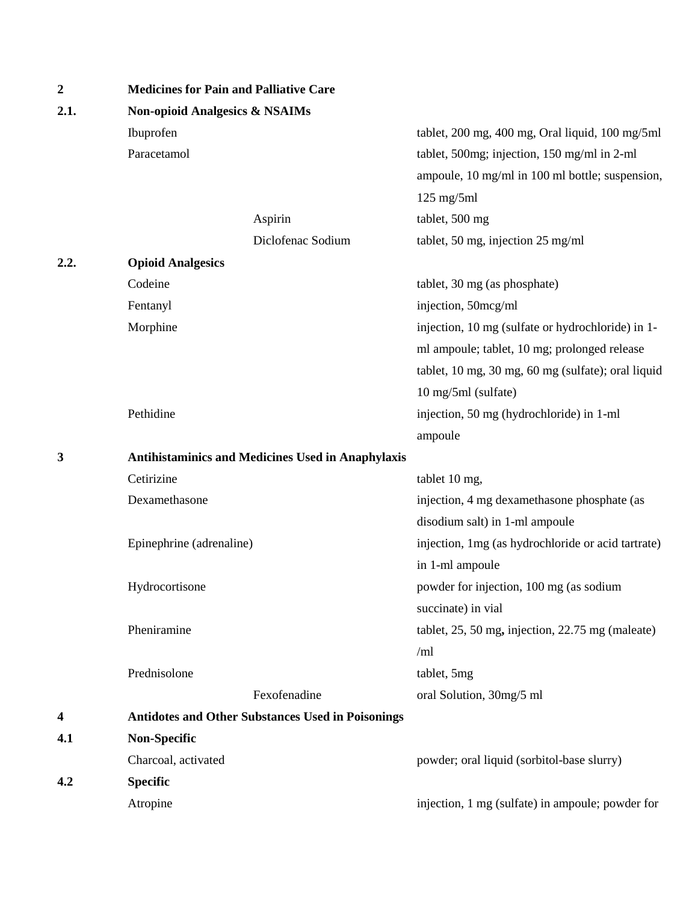| | | |
|---|---|---|
| **2** | **Medicines for Pain and Palliative Care** | |
| **2.1.** | **Non-opioid Analgesics & NSAIMs** | |
| | Ibuprofen | tablet, 200 mg, 400 mg, Oral liquid, 100 mg/5ml |
| | Paracetamol | tablet, 500mg; injection, 150 mg/ml in 2-ml ampoule, 10 mg/ml in 100 ml bottle; suspension, 125 mg/5ml |
| | Aspirin | tablet, 500 mg |
| | Diclofenac Sodium | tablet, 50 mg, injection 25 mg/ml |
| **2.2.** | **Opioid Analgesics** | |
| | Codeine | tablet, 30 mg (as phosphate) |
| | Fentanyl | injection, 50mcg/ml |
| | Morphine | injection, 10 mg (sulfate or hydrochloride) in 1-ml ampoule; tablet, 10 mg; prolonged release tablet, 10 mg, 30 mg, 60 mg (sulfate); oral liquid 10 mg/5ml (sulfate) |
| | Pethidine | injection, 50 mg (hydrochloride) in 1-ml ampoule |
| **3** | **Antihistaminics and Medicines Used in Anaphylaxis** | |
| | Cetirizine | tablet 10 mg, |
| | Dexamethasone | injection, 4 mg dexamethasone phosphate (as disodium salt) in 1-ml ampoule |
| | Epinephrine (adrenaline) | injection, 1mg (as hydrochloride or acid tartrate) in 1-ml ampoule |
| | Hydrocortisone | powder for injection, 100 mg (as sodium succinate) in vial |
| | Pheniramine | tablet, 25, 50 mg**,** injection, 22.75 mg (maleate) /ml |
| | Prednisolone | tablet, 5mg |
| | Fexofenadine | oral Solution, 30mg/5 ml |
| **4** | **Antidotes and Other Substances Used in Poisonings** | |
| **4.1** | **Non-Specific** | |
| | Charcoal, activated | powder; oral liquid (sorbitol-base slurry) |
| **4.2** | **Specific** | |
| | Atropine | injection, 1 mg (sulfate) in ampoule; powder for |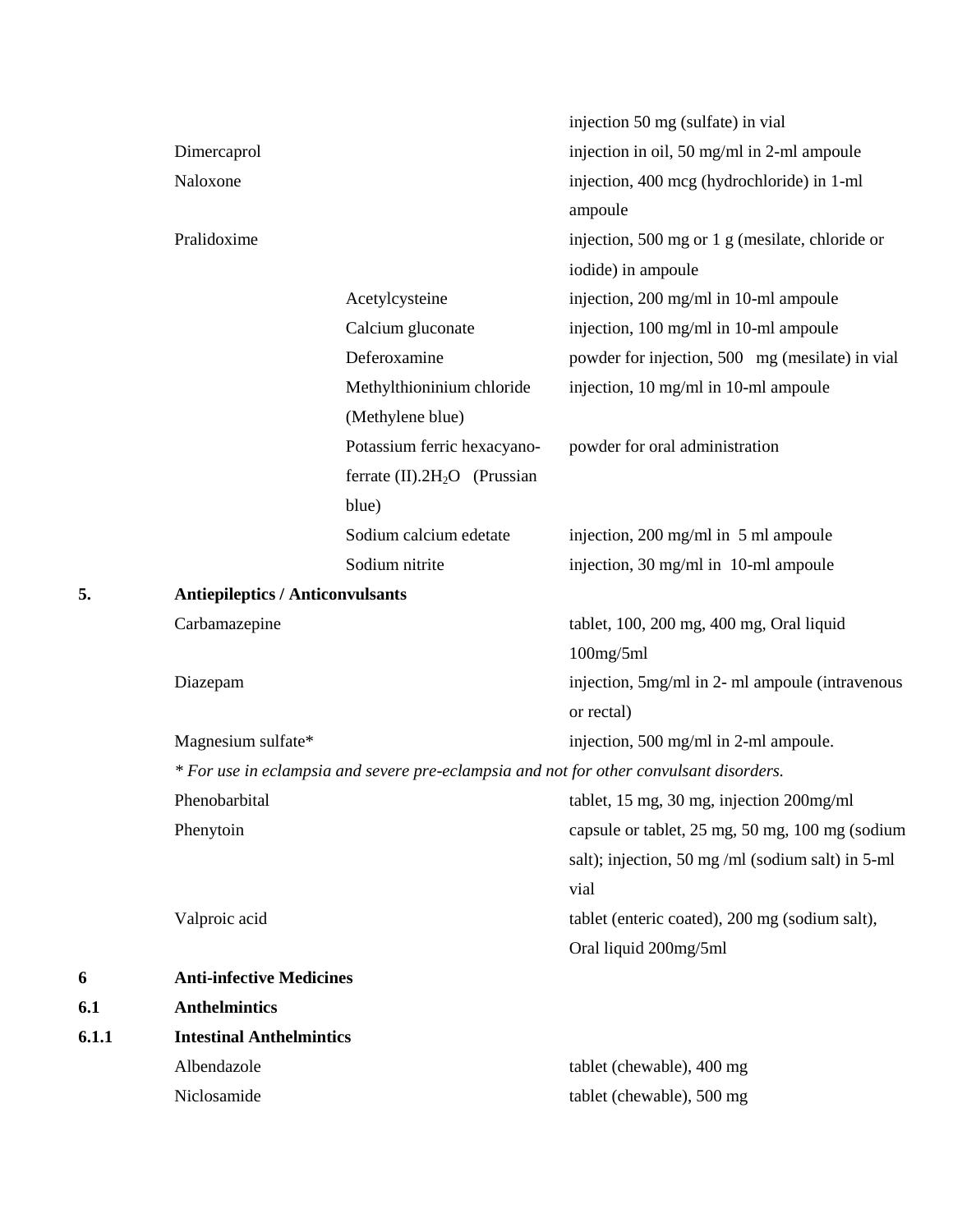| | | |
|---|---|---|
| | | injection 50 mg (sulfate) in vial |
| Dimercaprol | | injection in oil, 50 mg/ml in 2-ml ampoule |
| Naloxone | | injection, 400 mcg (hydrochloride) in 1-ml ampoule |
| Pralidoxime | | injection, 500 mg or 1 g (mesilate, chloride or iodide) in ampoule |
| | Acetylcysteine | injection, 200 mg/ml in 10-ml ampoule |
| | Calcium gluconate | injection, 100 mg/ml in 10-ml ampoule |
| | Deferoxamine | powder for injection, 500 mg (mesilate) in vial |
| | Methylthioninium chloride (Methylene blue) | injection, 10 mg/ml in 10-ml ampoule |
| | Potassium ferric hexacyano-ferrate (II).$2H_2O$ (Prussian blue) | powder for oral administration |
| | Sodium calcium edetate | injection, 200 mg/ml in 5 ml ampoule |
| | Sodium nitrite | injection, 30 mg/ml in 10-ml ampoule |

**5. Antiepileptics / Anticonvulsants**

| | |
|---|---|
| Carbamazepine | tablet, 100, 200 mg, 400 mg, Oral liquid 100mg/5ml |
| Diazepam | injection, 5mg/ml in 2- ml ampoule (intravenous or rectal) |
| Magnesium sulfate* | injection, 500 mg/ml in 2-ml ampoule. |

*\* For use in eclampsia and severe pre-eclampsia and not for other convulsant disorders.*

| | |
|---|---|
| Phenobarbital | tablet, 15 mg, 30 mg, injection 200mg/ml |
| Phenytoin | capsule or tablet, 25 mg, 50 mg, 100 mg (sodium salt); injection, 50 mg /ml (sodium salt) in 5-ml vial |
| Valproic acid | tablet (enteric coated), 200 mg (sodium salt), Oral liquid 200mg/5ml |

**6 Anti-infective Medicines**

**6.1 Anthelmintics**

**6.1.1 Intestinal Anthelmintics**

| | |
|---|---|
| Albendazole | tablet (chewable), 400 mg |
| Niclosamide | tablet (chewable), 500 mg |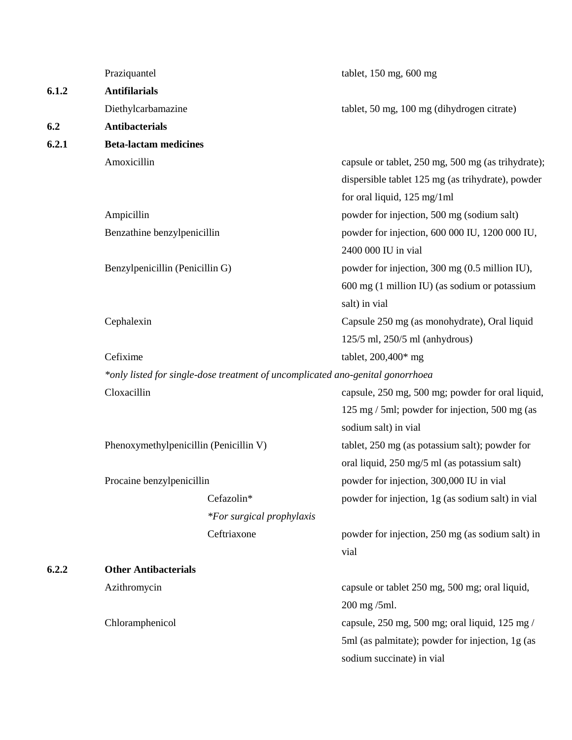| | Medicine | Dosage form and strength |
|---|---|---|
| | Praziquantel | tablet, 150 mg, 600 mg |
| **6.1.2** | **Antifilarials** | |
| | Diethylcarbamazine | tablet, 50 mg, 100 mg (dihydrogen citrate) |
| **6.2** | **Antibacterials** | |
| **6.2.1** | **Beta-lactam medicines** | |
| | Amoxicillin | capsule or tablet, 250 mg, 500 mg (as trihydrate); dispersible tablet 125 mg (as trihydrate), powder for oral liquid, 125 mg/1ml |
| | Ampicillin | powder for injection, 500 mg (sodium salt) |
| | Benzathine benzylpenicillin | powder for injection, 600 000 IU, 1200 000 IU, 2400 000 IU in vial |
| | Benzylpenicillin (Penicillin G) | powder for injection, 300 mg (0.5 million IU), 600 mg (1 million IU) (as sodium or potassium salt) in vial |
| | Cephalexin | Capsule 250 mg (as monohydrate), Oral liquid 125/5 ml, 250/5 ml (anhydrous) |
| | Cefixime | tablet, 200,400* mg |
| | *\*only listed for single-dose treatment of uncomplicated ano-genital gonorrhoea* | |
| | Cloxacillin | capsule, 250 mg, 500 mg; powder for oral liquid, 125 mg / 5ml; powder for injection, 500 mg (as sodium salt) in vial |
| | Phenoxymethylpenicillin (Penicillin V) | tablet, 250 mg (as potassium salt); powder for oral liquid, 250 mg/5 ml (as potassium salt) |
| | Procaine benzylpenicillin | powder for injection, 300,000 IU in vial |
| | Cefazolin* | powder for injection, 1g (as sodium salt) in vial |
| | *\*For surgical prophylaxis* | |
| | Ceftriaxone | powder for injection, 250 mg (as sodium salt) in vial |
| **6.2.2** | **Other Antibacterials** | |
| | Azithromycin | capsule or tablet 250 mg, 500 mg; oral liquid, 200 mg /5ml. |
| | Chloramphenicol | capsule, 250 mg, 500 mg; oral liquid, 125 mg / 5ml (as palmitate); powder for injection, 1g (as sodium succinate) in vial |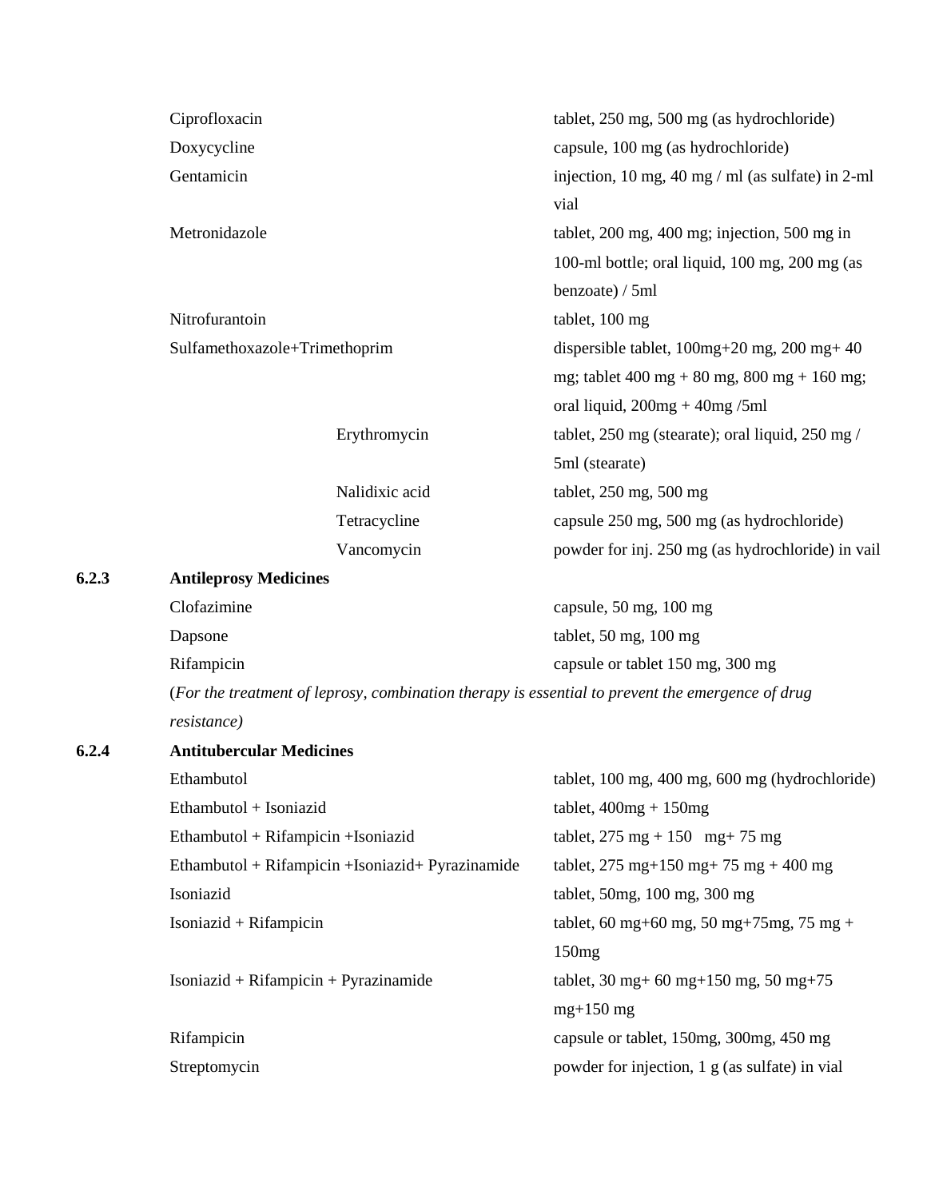| | |
|---|---|
| Ciprofloxacin | tablet, 250 mg, 500 mg (as hydrochloride) |
| Doxycycline | capsule, 100 mg (as hydrochloride) |
| Gentamicin | injection, 10 mg, 40 mg / ml (as sulfate) in 2-ml vial |
| Metronidazole | tablet, 200 mg, 400 mg; injection, 500 mg in 100-ml bottle; oral liquid, 100 mg, 200 mg (as benzoate) / 5ml |
| Nitrofurantoin | tablet, 100 mg |
| Sulfamethoxazole+Trimethoprim | dispersible tablet, 100mg+20 mg, 200 mg+ 40 mg; tablet 400 mg + 80 mg, 800 mg + 160 mg; oral liquid, 200mg + 40mg /5ml |
| Erythromycin | tablet, 250 mg (stearate); oral liquid, 250 mg / 5ml (stearate) |
| Nalidixic acid | tablet, 250 mg, 500 mg |
| Tetracycline | capsule 250 mg, 500 mg (as hydrochloride) |
| Vancomycin | powder for inj. 250 mg (as hydrochloride) in vail |

**6.2.3 Antileprosy Medicines**

| | |
|---|---|
| Clofazimine | capsule, 50 mg, 100 mg |
| Dapsone | tablet, 50 mg, 100 mg |
| Rifampicin | capsule or tablet 150 mg, 300 mg |

(*For the treatment of leprosy, combination therapy is essential to prevent the emergence of drug resistance)*

**6.2.4 Antitubercular Medicines**

| | |
|---|---|
| Ethambutol | tablet, 100 mg, 400 mg, 600 mg (hydrochloride) |
| Ethambutol + Isoniazid | tablet, 400mg + 150mg |
| Ethambutol + Rifampicin +Isoniazid | tablet, 275 mg + 150 mg+ 75 mg |
| Ethambutol + Rifampicin +Isoniazid+ Pyrazinamide | tablet, 275 mg+150 mg+ 75 mg + 400 mg |
| Isoniazid | tablet, 50mg, 100 mg, 300 mg |
| Isoniazid + Rifampicin | tablet, 60 mg+60 mg, 50 mg+75mg, 75 mg + 150mg |
| Isoniazid + Rifampicin + Pyrazinamide | tablet, 30 mg+ 60 mg+150 mg, 50 mg+75 mg+150 mg |
| Rifampicin | capsule or tablet, 150mg, 300mg, 450 mg |
| Streptomycin | powder for injection, 1 g (as sulfate) in vial |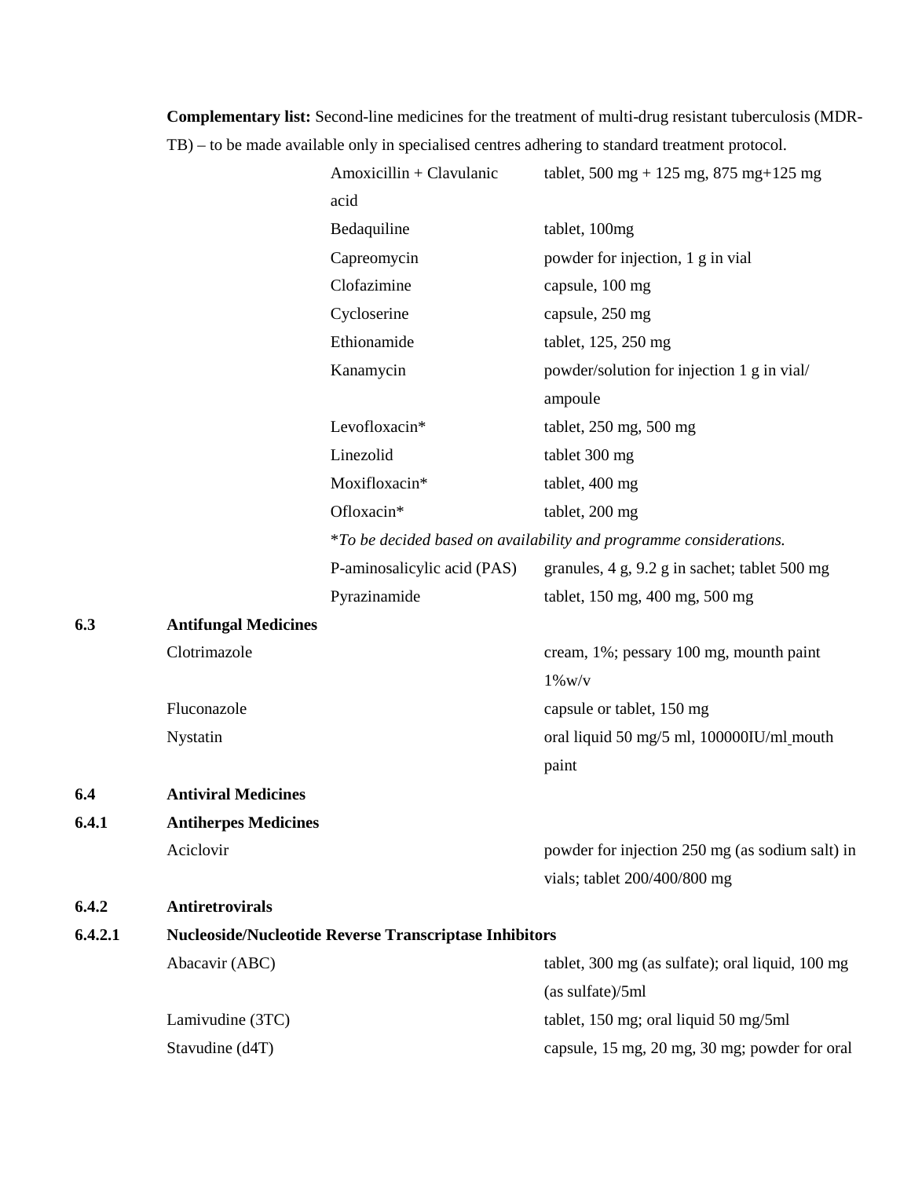**Complementary list:** Second-line medicines for the treatment of multi-drug resistant tuberculosis (MDR-TB) – to be made available only in specialised centres adhering to standard treatment protocol.

| Medicine | Form and strength |
|---|---|
| Amoxicillin + Clavulanic acid | tablet, 500 mg + 125 mg, 875 mg+125 mg |
| Bedaquiline | tablet, 100mg |
| Capreomycin | powder for injection, 1 g in vial |
| Clofazimine | capsule, 100 mg |
| Cycloserine | capsule, 250 mg |
| Ethionamide | tablet, 125, 250 mg |
| Kanamycin | powder/solution for injection 1 g in vial/ ampoule |
| Levofloxacin* | tablet, 250 mg, 500 mg |
| Linezolid | tablet 300 mg |
| Moxifloxacin* | tablet, 400 mg |
| Ofloxacin* | tablet, 200 mg |

*\*To be decided based on availability and programme considerations.*

| Medicine | Form and strength |
|---|---|
| P-aminosalicylic acid (PAS) | granules, 4 g, 9.2 g in sachet; tablet 500 mg |
| Pyrazinamide | tablet, 150 mg, 400 mg, 500 mg |

## 6.3 Antifungal Medicines

| Medicine | Form and strength |
|---|---|
| Clotrimazole | cream, 1%; pessary 100 mg, mounth paint 1%w/v |
| Fluconazole | capsule or tablet, 150 mg |
| Nystatin | oral liquid 50 mg/5 ml, 100000IU/ml mouth paint |

## 6.4 Antiviral Medicines

### 6.4.1 Antiherpes Medicines

| Medicine | Form and strength |
|---|---|
| Aciclovir | powder for injection 250 mg (as sodium salt) in vials; tablet 200/400/800 mg |

### 6.4.2 Antiretrovirals

#### 6.4.2.1 Nucleoside/Nucleotide Reverse Transcriptase Inhibitors

| Medicine | Form and strength |
|---|---|
| Abacavir (ABC) | tablet, 300 mg (as sulfate); oral liquid, 100 mg (as sulfate)/5ml |
| Lamivudine (3TC) | tablet, 150 mg; oral liquid 50 mg/5ml |
| Stavudine (d4T) | capsule, 15 mg, 20 mg, 30 mg; powder for oral |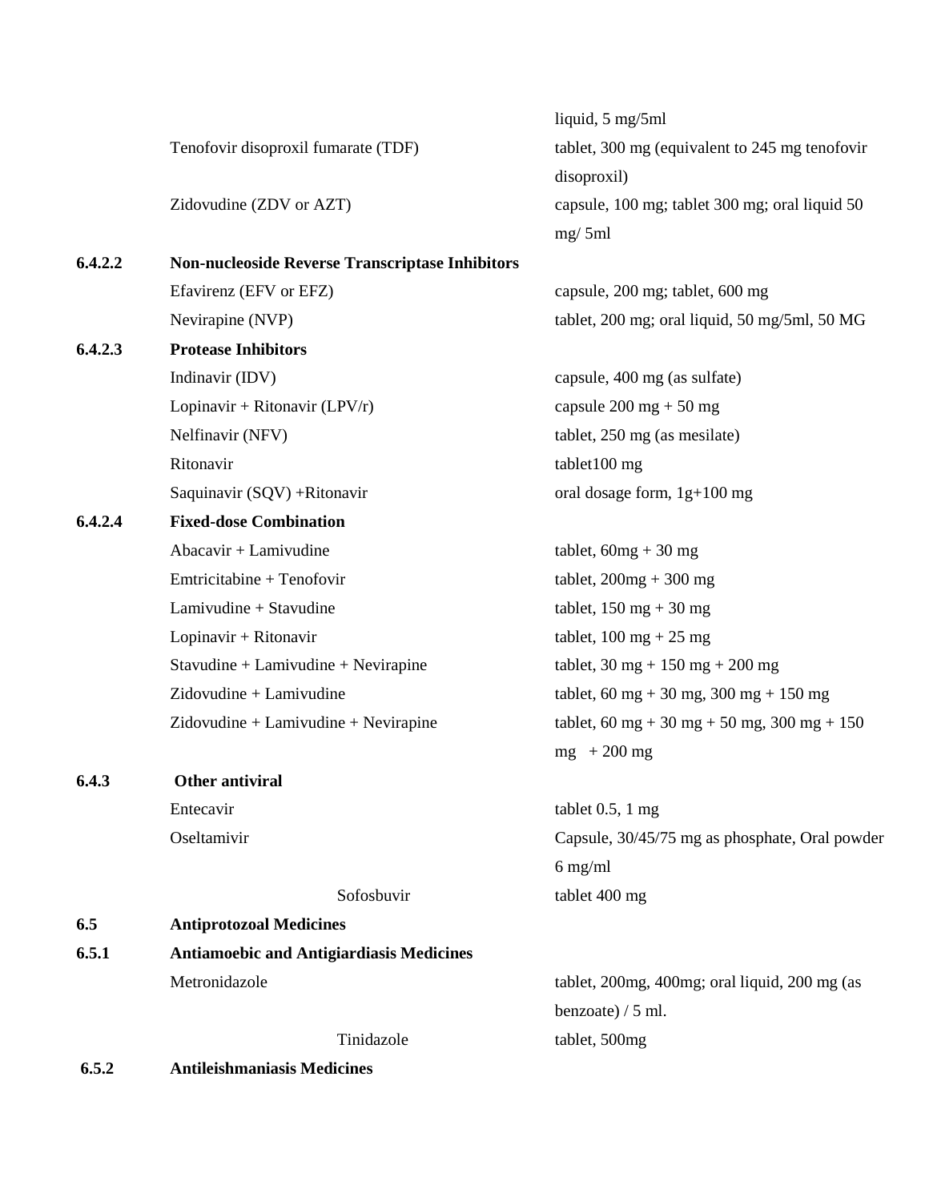| | | |
|---|---|---|
| | | liquid, 5 mg/5ml |
| | Tenofovir disoproxil fumarate (TDF) | tablet, 300 mg (equivalent to 245 mg tenofovir disoproxil) |
| | Zidovudine (ZDV or AZT) | capsule, 100 mg; tablet 300 mg; oral liquid 50 mg/ 5ml |
| **6.4.2.2** | **Non-nucleoside Reverse Transcriptase Inhibitors** | |
| | Efavirenz (EFV or EFZ) | capsule, 200 mg; tablet, 600 mg |
| | Nevirapine (NVP) | tablet, 200 mg; oral liquid, 50 mg/5ml, 50 MG |
| **6.4.2.3** | **Protease Inhibitors** | |
| | Indinavir (IDV) | capsule, 400 mg (as sulfate) |
| | Lopinavir + Ritonavir (LPV/r) | capsule 200 mg + 50 mg |
| | Nelfinavir (NFV) | tablet, 250 mg (as mesilate) |
| | Ritonavir | tablet100 mg |
| | Saquinavir (SQV) +Ritonavir | oral dosage form, 1g+100 mg |
| **6.4.2.4** | **Fixed-dose Combination** | |
| | Abacavir + Lamivudine | tablet, 60mg + 30 mg |
| | Emtricitabine + Tenofovir | tablet, 200mg + 300 mg |
| | Lamivudine + Stavudine | tablet, 150 mg + 30 mg |
| | Lopinavir + Ritonavir | tablet, 100 mg + 25 mg |
| | Stavudine + Lamivudine + Nevirapine | tablet, 30 mg + 150 mg + 200 mg |
| | Zidovudine + Lamivudine | tablet, 60 mg + 30 mg, 300 mg + 150 mg |
| | Zidovudine + Lamivudine + Nevirapine | tablet, 60 mg + 30 mg + 50 mg, 300 mg + 150 mg + 200 mg |
| **6.4.3** | **Other antiviral** | |
| | Entecavir | tablet 0.5, 1 mg |
| | Oseltamivir | Capsule, 30/45/75 mg as phosphate, Oral powder 6 mg/ml |
| | Sofosbuvir | tablet 400 mg |
| **6.5** | **Antiprotozoal Medicines** | |
| **6.5.1** | **Antiamoebic and Antigiardiasis Medicines** | |
| | Metronidazole | tablet, 200mg, 400mg; oral liquid, 200 mg (as benzoate) / 5 ml. |
| | Tinidazole | tablet, 500mg |
| **6.5.2** | **Antileishmaniasis Medicines** | |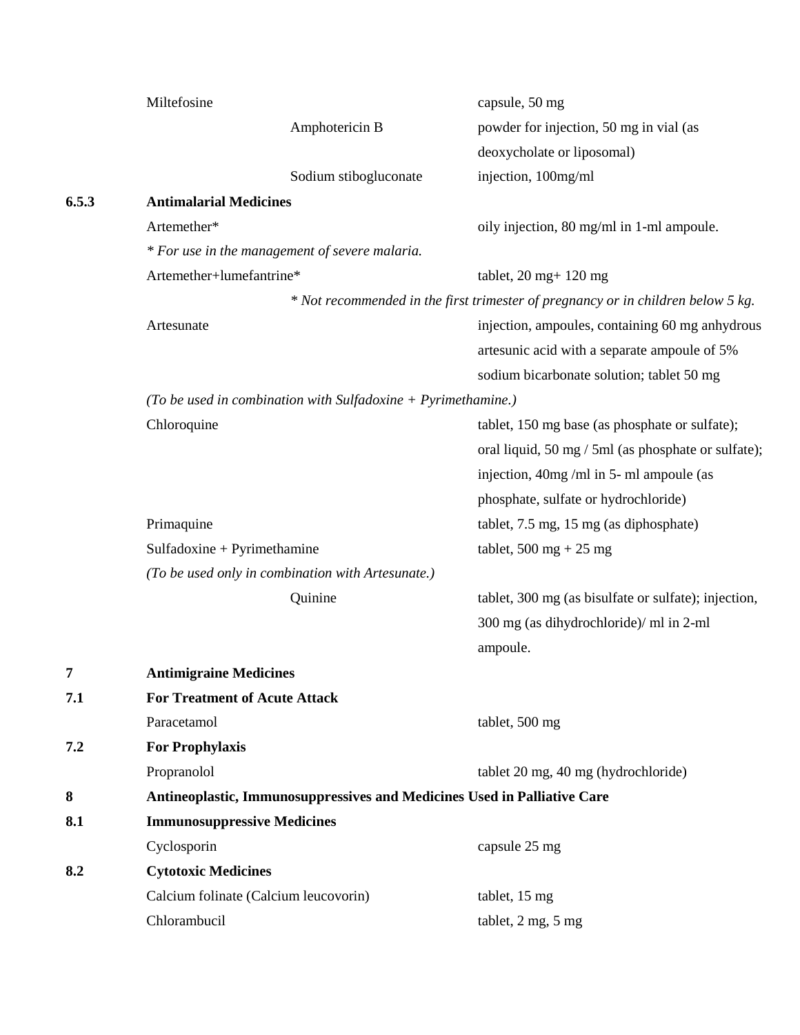| | | |
|---|---|---|
| | Miltefosine | capsule, 50 mg |
| | Amphotericin B | powder for injection, 50 mg in vial (as deoxycholate or liposomal) |
| | Sodium stibogluconate | injection, 100mg/ml |
| **6.5.3** | **Antimalarial Medicines** | |
| | Artemether* | oily injection, 80 mg/ml in 1-ml ampoule. |
| | *\* For use in the management of severe malaria.* | |
| | Artemether+lumefantrine* | tablet, 20 mg+ 120 mg |
| | | *\* Not recommended in the first trimester of pregnancy or in children below 5 kg.* |
| | Artesunate | injection, ampoules, containing 60 mg anhydrous artesunic acid with a separate ampoule of 5% sodium bicarbonate solution; tablet 50 mg |
| | *(To be used in combination with Sulfadoxine + Pyrimethamine.)* | |
| | Chloroquine | tablet, 150 mg base (as phosphate or sulfate); oral liquid, 50 mg / 5ml (as phosphate or sulfate); injection, 40mg /ml in 5- ml ampoule (as phosphate, sulfate or hydrochloride) |
| | Primaquine | tablet, 7.5 mg, 15 mg (as diphosphate) |
| | Sulfadoxine + Pyrimethamine | tablet, 500 mg + 25 mg |
| | *(To be used only in combination with Artesunate.)* | |
| | Quinine | tablet, 300 mg (as bisulfate or sulfate); injection, 300 mg (as dihydrochloride)/ ml in 2-ml ampoule. |
| **7** | **Antimigraine Medicines** | |
| **7.1** | **For Treatment of Acute Attack** | |
| | Paracetamol | tablet, 500 mg |
| **7.2** | **For Prophylaxis** | |
| | Propranolol | tablet 20 mg, 40 mg (hydrochloride) |
| **8** | **Antineoplastic, Immunosuppressives and Medicines Used in Palliative Care** | |
| **8.1** | **Immunosuppressive Medicines** | |
| | Cyclosporin | capsule 25 mg |
| **8.2** | **Cytotoxic Medicines** | |
| | Calcium folinate (Calcium leucovorin) | tablet, 15 mg |
| | Chlorambucil | tablet, 2 mg, 5 mg |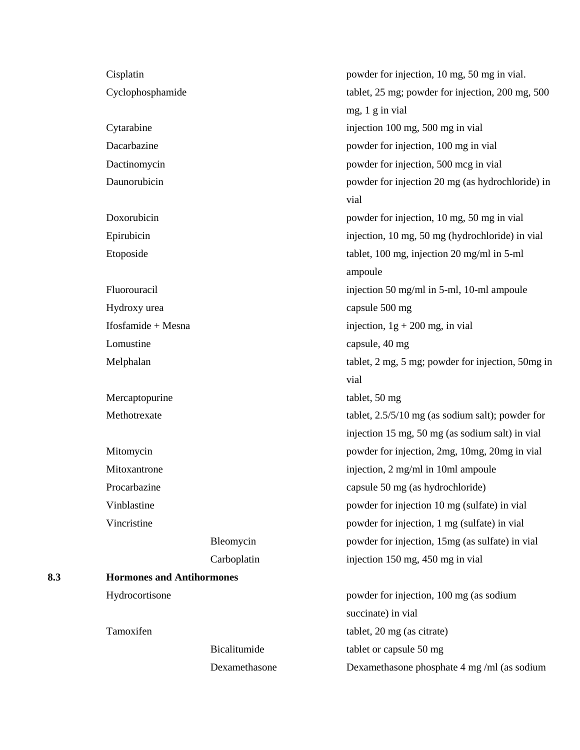| | | |
|---|---|---|
| Cisplatin | | powder for injection, 10 mg, 50 mg in vial. |
| Cyclophosphamide | | tablet, 25 mg; powder for injection, 200 mg, 500 mg, 1 g in vial |
| Cytarabine | | injection 100 mg, 500 mg in vial |
| Dacarbazine | | powder for injection, 100 mg in vial |
| Dactinomycin | | powder for injection, 500 mcg in vial |
| Daunorubicin | | powder for injection 20 mg (as hydrochloride) in vial |
| Doxorubicin | | powder for injection, 10 mg, 50 mg in vial |
| Epirubicin | | injection, 10 mg, 50 mg (hydrochloride) in vial |
| Etoposide | | tablet, 100 mg, injection 20 mg/ml in 5-ml ampoule |
| Fluorouracil | | injection 50 mg/ml in 5-ml, 10-ml ampoule |
| Hydroxy urea | | capsule 500 mg |
| Ifosfamide + Mesna | | injection, 1g + 200 mg, in vial |
| Lomustine | | capsule, 40 mg |
| Melphalan | | tablet, 2 mg, 5 mg; powder for injection, 50mg in vial |
| Mercaptopurine | | tablet, 50 mg |
| Methotrexate | | tablet, 2.5/5/10 mg (as sodium salt); powder for injection 15 mg, 50 mg (as sodium salt) in vial |
| Mitomycin | | powder for injection, 2mg, 10mg, 20mg in vial |
| Mitoxantrone | | injection, 2 mg/ml in 10ml ampoule |
| Procarbazine | | capsule 50 mg (as hydrochloride) |
| Vinblastine | | powder for injection 10 mg (sulfate) in vial |
| Vincristine | | powder for injection, 1 mg (sulfate) in vial |
| | Bleomycin | powder for injection, 15mg (as sulfate) in vial |
| | Carboplatin | injection 150 mg, 450 mg in vial |

**8.3 Hormones and Antihormones**

| | | |
|---|---|---|
| Hydrocortisone | | powder for injection, 100 mg (as sodium succinate) in vial |
| Tamoxifen | | tablet, 20 mg (as citrate) |
| | Bicalitumide | tablet or capsule 50 mg |
| | Dexamethasone | Dexamethasone phosphate 4 mg /ml (as sodium |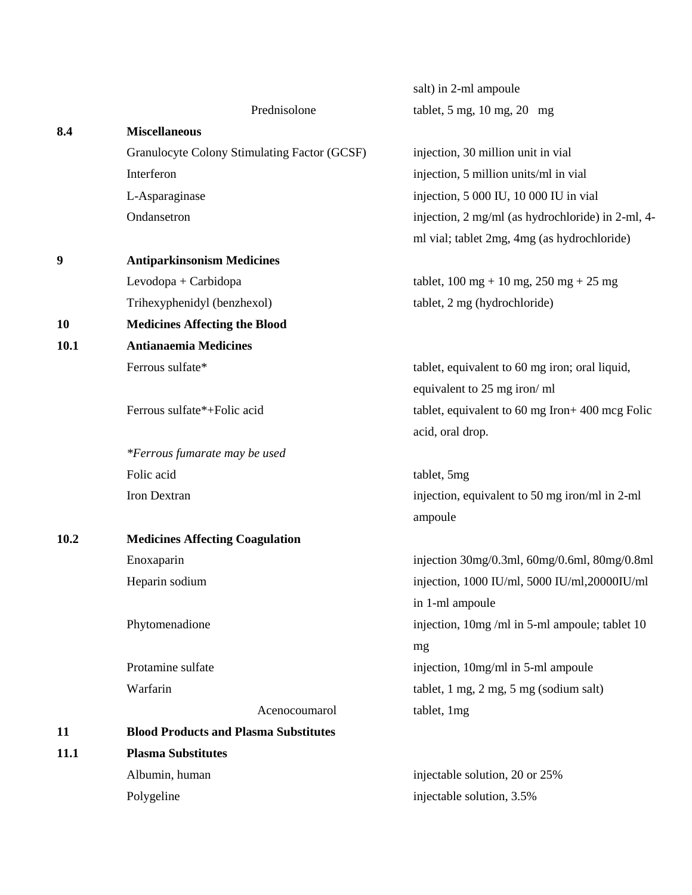| | | |
|---|---|---|
| | | salt) in 2-ml ampoule |
| | Prednisolone | tablet, 5 mg, 10 mg, 20 mg |
| **8.4** | **Miscellaneous** | |
| | Granulocyte Colony Stimulating Factor (GCSF) | injection, 30 million unit in vial |
| | Interferon | injection, 5 million units/ml in vial |
| | L-Asparaginase | injection, 5 000 IU, 10 000 IU in vial |
| | Ondansetron | injection, 2 mg/ml (as hydrochloride) in 2-ml, 4-ml vial; tablet 2mg, 4mg (as hydrochloride) |
| **9** | **Antiparkinsonism Medicines** | |
| | Levodopa + Carbidopa | tablet, 100 mg + 10 mg, 250 mg + 25 mg |
| | Trihexyphenidyl (benzhexol) | tablet, 2 mg (hydrochloride) |
| **10** | **Medicines Affecting the Blood** | |
| **10.1** | **Antianaemia Medicines** | |
| | Ferrous sulfate* | tablet, equivalent to 60 mg iron; oral liquid, equivalent to 25 mg iron/ ml |
| | Ferrous sulfate*+Folic acid | tablet, equivalent to 60 mg Iron+ 400 mcg Folic acid, oral drop. |
| | *\*Ferrous fumarate may be used* | |
| | Folic acid | tablet, 5mg |
| | Iron Dextran | injection, equivalent to 50 mg iron/ml in 2-ml ampoule |
| **10.2** | **Medicines Affecting Coagulation** | |
| | Enoxaparin | injection 30mg/0.3ml, 60mg/0.6ml, 80mg/0.8ml |
| | Heparin sodium | injection, 1000 IU/ml, 5000 IU/ml,20000IU/ml in 1-ml ampoule |
| | Phytomenadione | injection, 10mg /ml in 5-ml ampoule; tablet 10 mg |
| | Protamine sulfate | injection, 10mg/ml in 5-ml ampoule |
| | Warfarin | tablet, 1 mg, 2 mg, 5 mg (sodium salt) |
| | Acenocoumarol | tablet, 1mg |
| **11** | **Blood Products and Plasma Substitutes** | |
| **11.1** | **Plasma Substitutes** | |
| | Albumin, human | injectable solution, 20 or 25% |
| | Polygeline | injectable solution, 3.5% |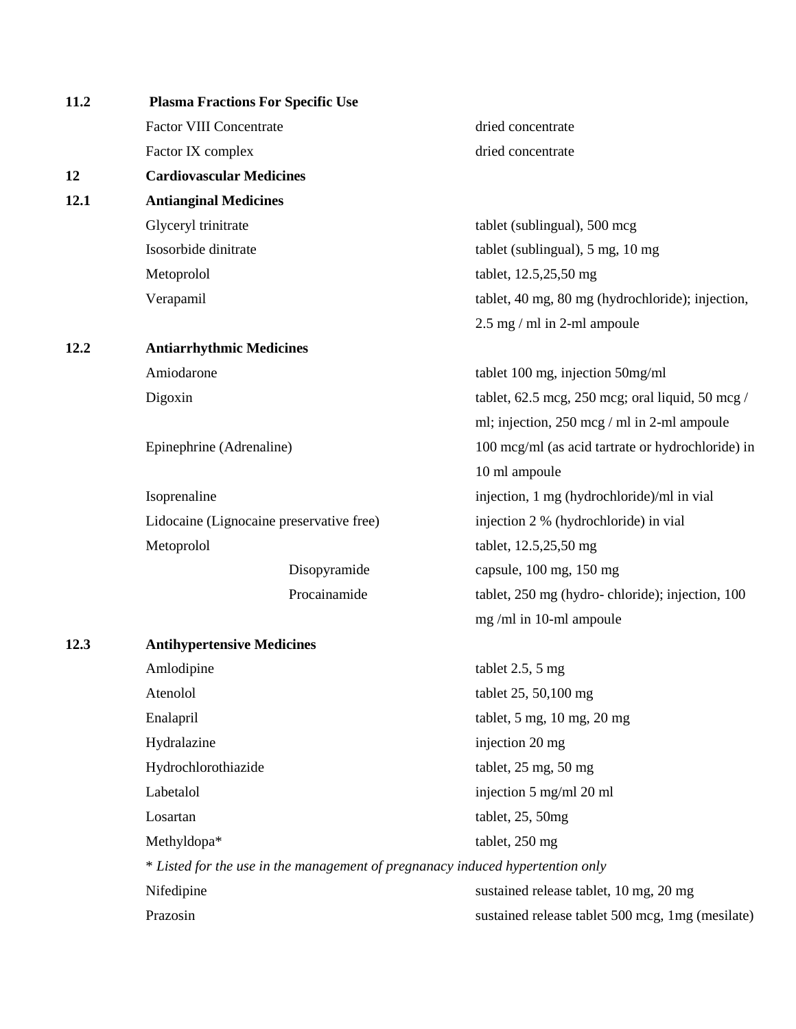| | | |
|---|---|---|
| **11.2** | **Plasma Fractions For Specific Use** | |
| | Factor VIII Concentrate | dried concentrate |
| | Factor IX complex | dried concentrate |
| **12** | **Cardiovascular Medicines** | |
| **12.1** | **Antianginal Medicines** | |
| | Glyceryl trinitrate | tablet (sublingual), 500 mcg |
| | Isosorbide dinitrate | tablet (sublingual), 5 mg, 10 mg |
| | Metoprolol | tablet, 12.5,25,50 mg |
| | Verapamil | tablet, 40 mg, 80 mg (hydrochloride); injection, 2.5 mg / ml in 2-ml ampoule |
| **12.2** | **Antiarrhythmic Medicines** | |
| | Amiodarone | tablet 100 mg, injection 50mg/ml |
| | Digoxin | tablet, 62.5 mcg, 250 mcg; oral liquid, 50 mcg / ml; injection, 250 mcg / ml in 2-ml ampoule |
| | Epinephrine (Adrenaline) | 100 mcg/ml (as acid tartrate or hydrochloride) in 10 ml ampoule |
| | Isoprenaline | injection, 1 mg (hydrochloride)/ml in vial |
| | Lidocaine (Lignocaine preservative free) | injection 2 % (hydrochloride) in vial |
| | Metoprolol | tablet, 12.5,25,50 mg |
| | Disopyramide | capsule, 100 mg, 150 mg |
| | Procainamide | tablet, 250 mg (hydro- chloride); injection, 100 mg /ml in 10-ml ampoule |
| **12.3** | **Antihypertensive Medicines** | |
| | Amlodipine | tablet 2.5, 5 mg |
| | Atenolol | tablet 25, 50,100 mg |
| | Enalapril | tablet, 5 mg, 10 mg, 20 mg |
| | Hydralazine | injection 20 mg |
| | Hydrochlorothiazide | tablet, 25 mg, 50 mg |
| | Labetalol | injection 5 mg/ml 20 ml |
| | Losartan | tablet, 25, 50mg |
| | Methyldopa* | tablet, 250 mg |
| | *\* Listed for the use in the management of pregnanacy induced hypertention only* | |
| | Nifedipine | sustained release tablet, 10 mg, 20 mg |
| | Prazosin | sustained release tablet 500 mcg, 1mg (mesilate) |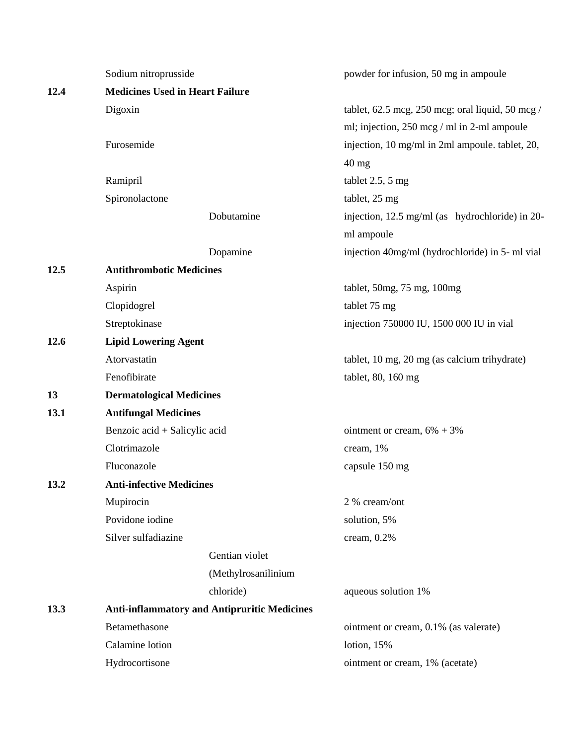| | | |
|---|---|---|
| | Sodium nitroprusside | powder for infusion, 50 mg in ampoule |
| **12.4** | **Medicines Used in Heart Failure** | |
| | Digoxin | tablet, 62.5 mcg, 250 mcg; oral liquid, 50 mcg / ml; injection, 250 mcg / ml in 2-ml ampoule |
| | Furosemide | injection, 10 mg/ml in 2ml ampoule. tablet, 20, 40 mg |
| | Ramipril | tablet 2.5, 5 mg |
| | Spironolactone | tablet, 25 mg |
| | Dobutamine | injection, 12.5 mg/ml (as hydrochloride) in 20-ml ampoule |
| | Dopamine | injection 40mg/ml (hydrochloride) in 5- ml vial |
| **12.5** | **Antithrombotic Medicines** | |
| | Aspirin | tablet, 50mg, 75 mg, 100mg |
| | Clopidogrel | tablet 75 mg |
| | Streptokinase | injection 750000 IU, 1500 000 IU in vial |
| **12.6** | **Lipid Lowering Agent** | |
| | Atorvastatin | tablet, 10 mg, 20 mg (as calcium trihydrate) |
| | Fenofibirate | tablet, 80, 160 mg |
| **13** | **Dermatological Medicines** | |
| **13.1** | **Antifungal Medicines** | |
| | Benzoic acid + Salicylic acid | ointment or cream, 6% + 3% |
| | Clotrimazole | cream, 1% |
| | Fluconazole | capsule 150 mg |
| **13.2** | **Anti-infective Medicines** | |
| | Mupirocin | 2 % cream/ont |
| | Povidone iodine | solution, 5% |
| | Silver sulfadiazine | cream, 0.2% |
| | Gentian violet (Methylrosanilinium chloride) | aqueous solution 1% |
| **13.3** | **Anti-inflammatory and Antipruritic Medicines** | |
| | Betamethasone | ointment or cream, 0.1% (as valerate) |
| | Calamine lotion | lotion, 15% |
| | Hydrocortisone | ointment or cream, 1% (acetate) |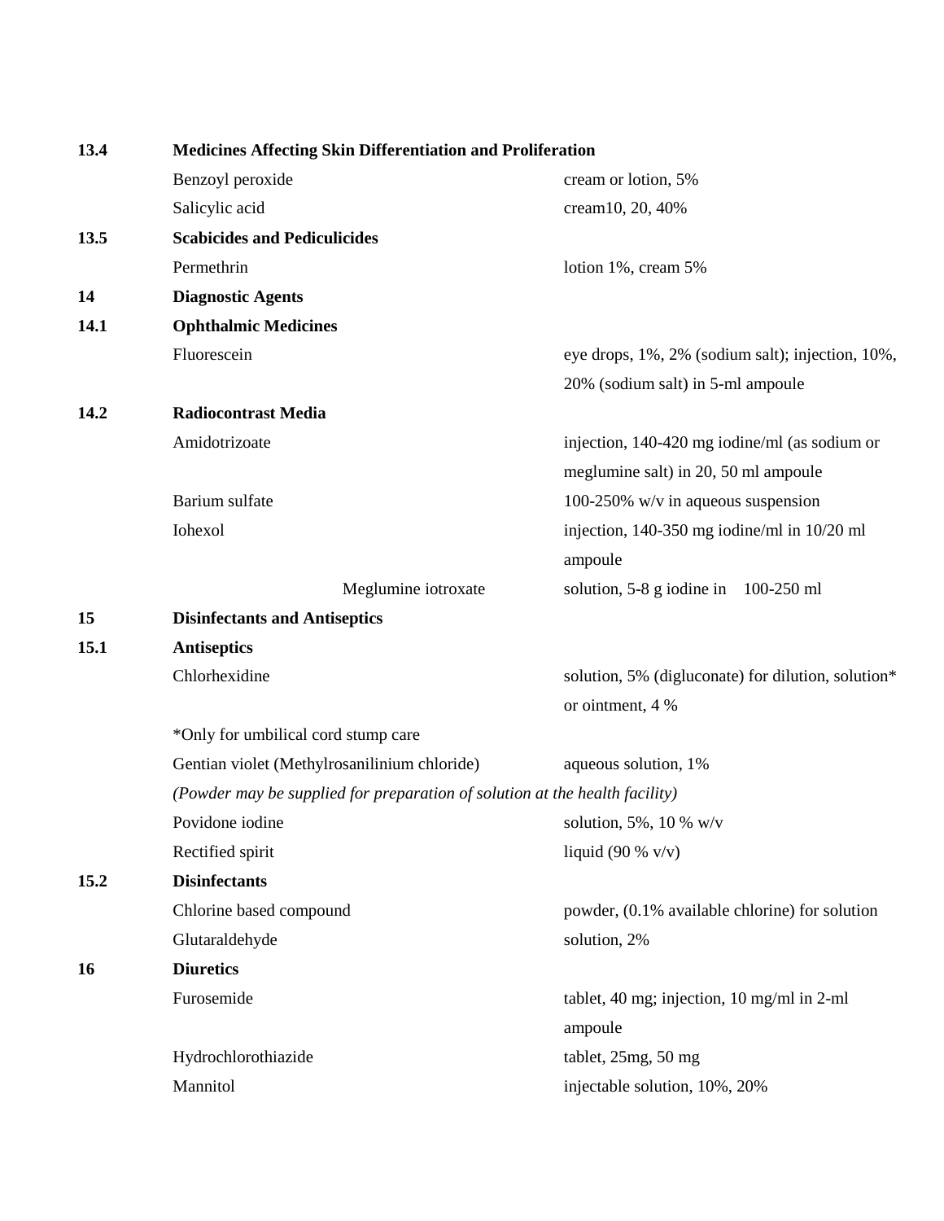| | | |
|---|---|---|
| **13.4** | **Medicines Affecting Skin Differentiation and Proliferation** | |
| | Benzoyl peroxide | cream or lotion, 5% |
| | Salicylic acid | cream10, 20, 40% |
| **13.5** | **Scabicides and Pediculicides** | |
| | Permethrin | lotion 1%, cream 5% |
| **14** | **Diagnostic Agents** | |
| **14.1** | **Ophthalmic Medicines** | |
| | Fluorescein | eye drops, 1%, 2% (sodium salt); injection, 10%, 20% (sodium salt) in 5-ml ampoule |
| **14.2** | **Radiocontrast Media** | |
| | Amidotrizoate | injection, 140-420 mg iodine/ml (as sodium or meglumine salt) in 20, 50 ml ampoule |
| | Barium sulfate | 100-250% w/v in aqueous suspension |
| | Iohexol | injection, 140-350 mg iodine/ml in 10/20 ml ampoule |
| | Meglumine iotroxate | solution, 5-8 g iodine in 100-250 ml |
| **15** | **Disinfectants and Antiseptics** | |
| **15.1** | **Antiseptics** | |
| | Chlorhexidine | solution, 5% (digluconate) for dilution, solution* or ointment, 4 % |
| | *Only for umbilical cord stump care | |
| | Gentian violet (Methylrosanilinium chloride) | aqueous solution, 1% |
| | *(Powder may be supplied for preparation of solution at the health facility)* | |
| | Povidone iodine | solution, 5%, 10 % w/v |
| | Rectified spirit | liquid (90 % v/v) |
| **15.2** | **Disinfectants** | |
| | Chlorine based compound | powder, (0.1% available chlorine) for solution |
| | Glutaraldehyde | solution, 2% |
| **16** | **Diuretics** | |
| | Furosemide | tablet, 40 mg; injection, 10 mg/ml in 2-ml ampoule |
| | Hydrochlorothiazide | tablet, 25mg, 50 mg |
| | Mannitol | injectable solution, 10%, 20% |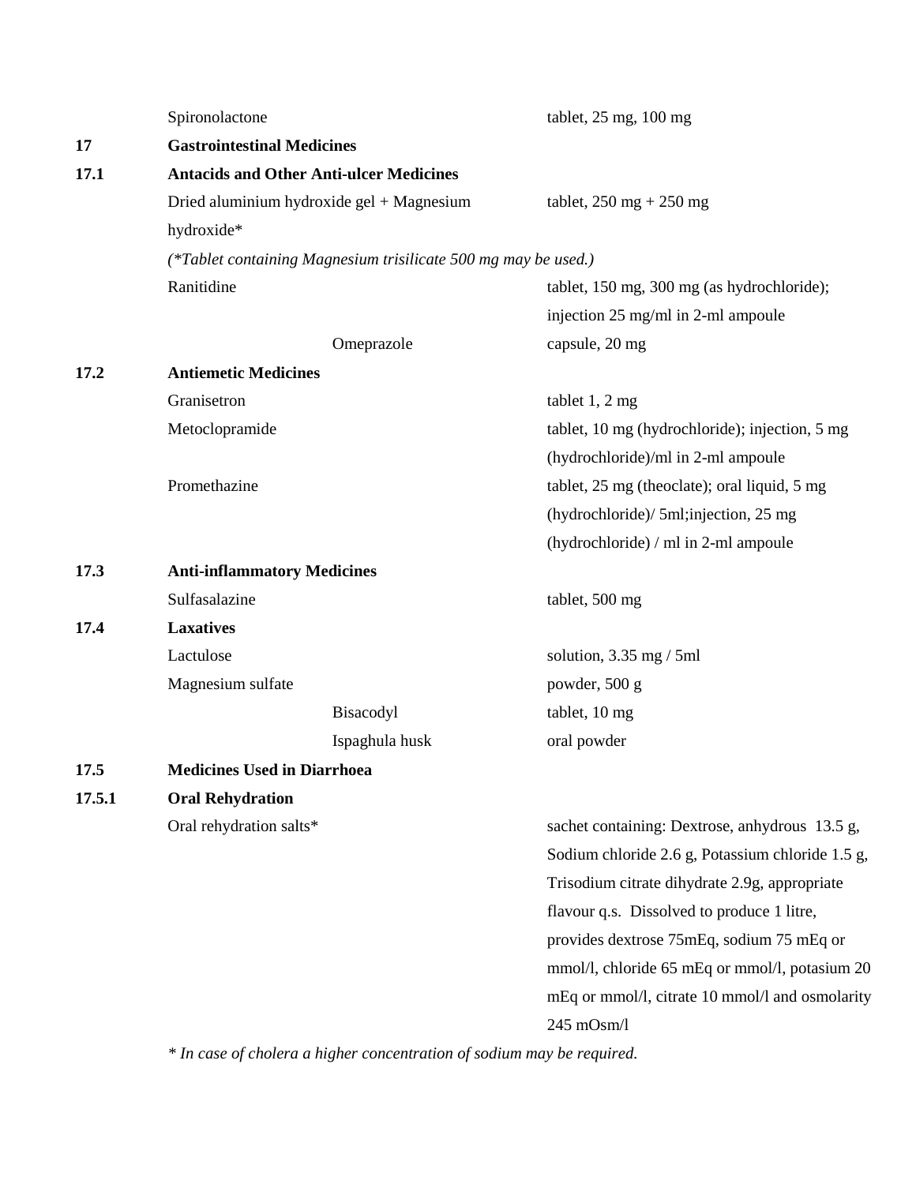| | | |
|---|---|---|
| | Spironolactone | tablet, 25 mg, 100 mg |
| **17** | **Gastrointestinal Medicines** | |
| **17.1** | **Antacids and Other Anti-ulcer Medicines** | |
| | Dried aluminium hydroxide gel + Magnesium hydroxide* | tablet, 250 mg + 250 mg |
| | *(\*Tablet containing Magnesium trisilicate 500 mg may be used.)* | |
| | Ranitidine | tablet, 150 mg, 300 mg (as hydrochloride); injection 25 mg/ml in 2-ml ampoule |
| | Omeprazole | capsule, 20 mg |
| **17.2** | **Antiemetic Medicines** | |
| | Granisetron | tablet 1, 2 mg |
| | Metoclopramide | tablet, 10 mg (hydrochloride); injection, 5 mg (hydrochloride)/ml in 2-ml ampoule |
| | Promethazine | tablet, 25 mg (theoclate); oral liquid, 5 mg (hydrochloride)/ 5ml;injection, 25 mg (hydrochloride) / ml in 2-ml ampoule |
| **17.3** | **Anti-inflammatory Medicines** | |
| | Sulfasalazine | tablet, 500 mg |
| **17.4** | **Laxatives** | |
| | Lactulose | solution, 3.35 mg / 5ml |
| | Magnesium sulfate | powder, 500 g |
| | Bisacodyl | tablet, 10 mg |
| | Ispaghula husk | oral powder |
| **17.5** | **Medicines Used in Diarrhoea** | |
| **17.5.1** | **Oral Rehydration** | |
| | Oral rehydration salts* | sachet containing: Dextrose, anhydrous 13.5 g, Sodium chloride 2.6 g, Potassium chloride 1.5 g, Trisodium citrate dihydrate 2.9g, appropriate flavour q.s. Dissolved to produce 1 litre, provides dextrose 75mEq, sodium 75 mEq or mmol/l, chloride 65 mEq or mmol/l, potasium 20 mEq or mmol/l, citrate 10 mmol/l and osmolarity 245 mOsm/l |

*\* In case of cholera a higher concentration of sodium may be required.*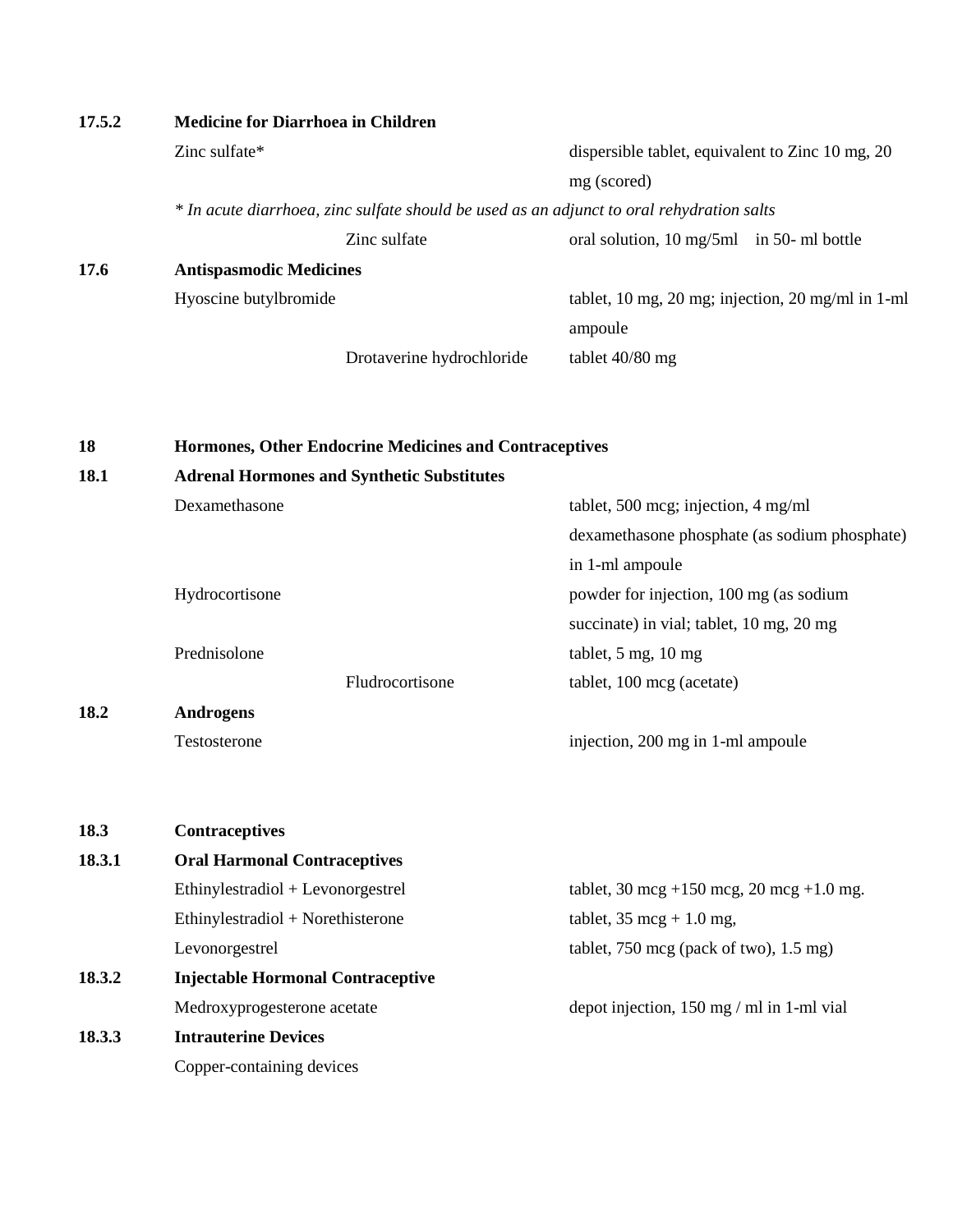**17.5.2 Medicine for Diarrhoea in Children**

| | | |
|---|---|---|
| Zinc sulfate* | | dispersible tablet, equivalent to Zinc 10 mg, 20 mg (scored) |

*\* In acute diarrhoea, zinc sulfate should be used as an adjunct to oral rehydration salts*

| | | |
|---|---|---|
| | Zinc sulfate | oral solution, 10 mg/5ml in 50- ml bottle |

**17.6 Antispasmodic Medicines**

| | | |
|---|---|---|
| Hyoscine butylbromide | | tablet, 10 mg, 20 mg; injection, 20 mg/ml in 1-ml ampoule |
| | Drotaverine hydrochloride | tablet 40/80 mg |

**18 Hormones, Other Endocrine Medicines and Contraceptives**

**18.1 Adrenal Hormones and Synthetic Substitutes**

| | | |
|---|---|---|
| Dexamethasone | | tablet, 500 mcg; injection, 4 mg/ml dexamethasone phosphate (as sodium phosphate) in 1-ml ampoule |
| Hydrocortisone | | powder for injection, 100 mg (as sodium succinate) in vial; tablet, 10 mg, 20 mg |
| Prednisolone | | tablet, 5 mg, 10 mg |
| | Fludrocortisone | tablet, 100 mcg (acetate) |

**18.2 Androgens**

| | | |
|---|---|---|
| Testosterone | | injection, 200 mg in 1-ml ampoule |

**18.3 Contraceptives**

**18.3.1 Oral Harmonal Contraceptives**

| | | |
|---|---|---|
| Ethinylestradiol + Levonorgestrel | | tablet, 30 mcg +150 mcg, 20 mcg +1.0 mg. |
| Ethinylestradiol + Norethisterone | | tablet, 35 mcg + 1.0 mg, |
| Levonorgestrel | | tablet, 750 mcg (pack of two), 1.5 mg) |

**18.3.2 Injectable Hormonal Contraceptive**

| | | |
|---|---|---|
| Medroxyprogesterone acetate | | depot injection, 150 mg / ml in 1-ml vial |

**18.3.3 Intrauterine Devices**

Copper-containing devices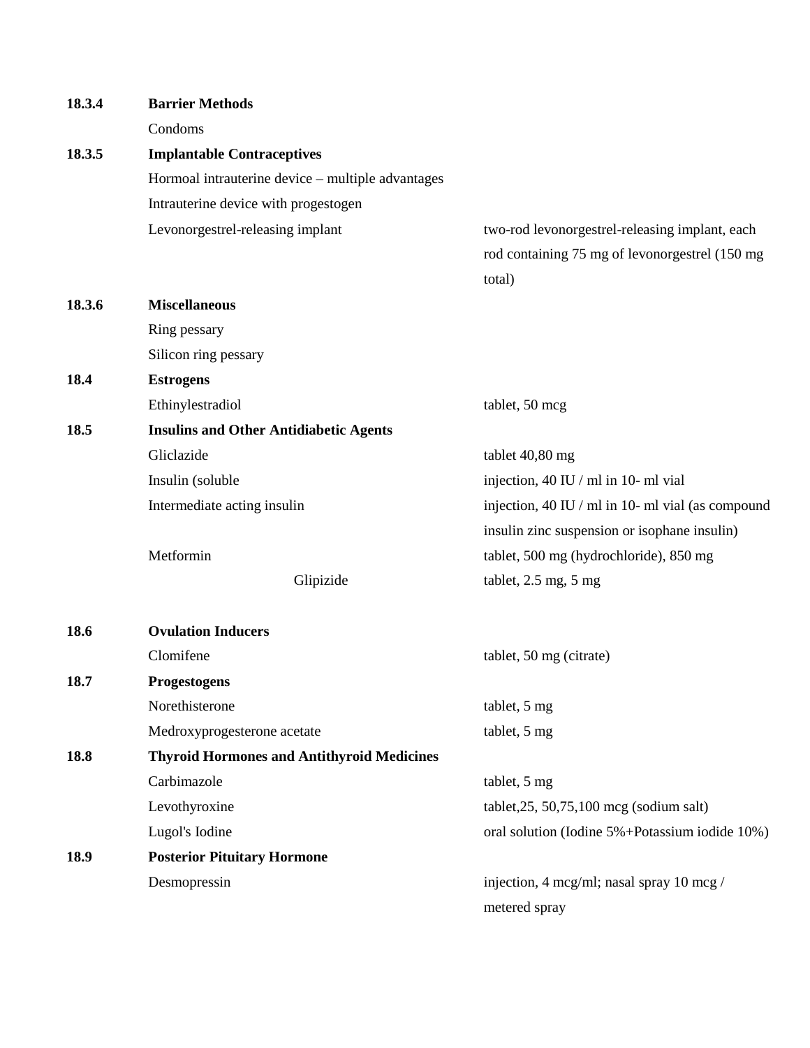| | | |
|---|---|---|
| **18.3.4** | **Barrier Methods** | |
| | Condoms | |
| **18.3.5** | **Implantable Contraceptives** | |
| | Hormoal intrauterine device – multiple advantages | |
| | Intrauterine device with progestogen | |
| | Levonorgestrel-releasing implant | two-rod levonorgestrel-releasing implant, each rod containing 75 mg of levonorgestrel (150 mg total) |
| **18.3.6** | **Miscellaneous** | |
| | Ring pessary | |
| | Silicon ring pessary | |
| **18.4** | **Estrogens** | |
| | Ethinylestradiol | tablet, 50 mcg |
| **18.5** | **Insulins and Other Antidiabetic Agents** | |
| | Gliclazide | tablet 40,80 mg |
| | Insulin (soluble | injection, 40 IU / ml in 10- ml vial |
| | Intermediate acting insulin | injection, 40 IU / ml in 10- ml vial (as compound insulin zinc suspension or isophane insulin) |
| | Metformin | tablet, 500 mg (hydrochloride), 850 mg |
| | Glipizide | tablet, 2.5 mg, 5 mg |
| **18.6** | **Ovulation Inducers** | |
| | Clomifene | tablet, 50 mg (citrate) |
| **18.7** | **Progestogens** | |
| | Norethisterone | tablet, 5 mg |
| | Medroxyprogesterone acetate | tablet, 5 mg |
| **18.8** | **Thyroid Hormones and Antithyroid Medicines** | |
| | Carbimazole | tablet, 5 mg |
| | Levothyroxine | tablet,25, 50,75,100 mcg (sodium salt) |
| | Lugol's Iodine | oral solution (Iodine 5%+Potassium iodide 10%) |
| **18.9** | **Posterior Pituitary Hormone** | |
| | Desmopressin | injection, 4 mcg/ml; nasal spray 10 mcg / metered spray |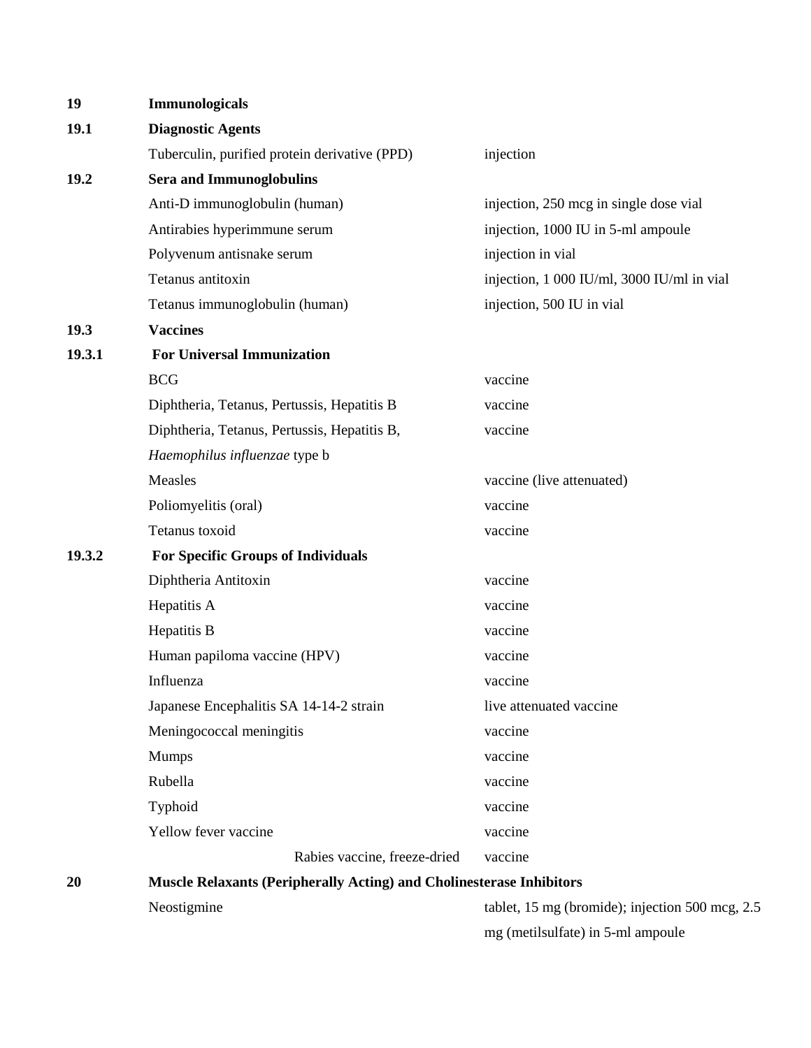| | | |
|---|---|---|
| **19** | **Immunologicals** | |
| **19.1** | **Diagnostic Agents** | |
| | Tuberculin, purified protein derivative (PPD) | injection |
| **19.2** | **Sera and Immunoglobulins** | |
| | Anti-D immunoglobulin (human) | injection, 250 mcg in single dose vial |
| | Antirabies hyperimmune serum | injection, 1000 IU in 5-ml ampoule |
| | Polyvenum antisnake serum | injection in vial |
| | Tetanus antitoxin | injection, 1 000 IU/ml, 3000 IU/ml in vial |
| | Tetanus immunoglobulin (human) | injection, 500 IU in vial |
| **19.3** | **Vaccines** | |
| **19.3.1** | **For Universal Immunization** | |
| | BCG | vaccine |
| | Diphtheria, Tetanus, Pertussis, Hepatitis B | vaccine |
| | Diphtheria, Tetanus, Pertussis, Hepatitis B, *Haemophilus influenzae* type b | vaccine |
| | Measles | vaccine (live attenuated) |
| | Poliomyelitis (oral) | vaccine |
| | Tetanus toxoid | vaccine |
| **19.3.2** | **For Specific Groups of Individuals** | |
| | Diphtheria Antitoxin | vaccine |
| | Hepatitis A | vaccine |
| | Hepatitis B | vaccine |
| | Human papiloma vaccine (HPV) | vaccine |
| | Influenza | vaccine |
| | Japanese Encephalitis SA 14-14-2 strain | live attenuated vaccine |
| | Meningococcal meningitis | vaccine |
| | Mumps | vaccine |
| | Rubella | vaccine |
| | Typhoid | vaccine |
| | Yellow fever vaccine | vaccine |
| | Rabies vaccine, freeze-dried | vaccine |
| **20** | **Muscle Relaxants (Peripherally Acting) and Cholinesterase Inhibitors** | |
| | Neostigmine | tablet, 15 mg (bromide); injection 500 mcg, 2.5 mg (metilsulfate) in 5-ml ampoule |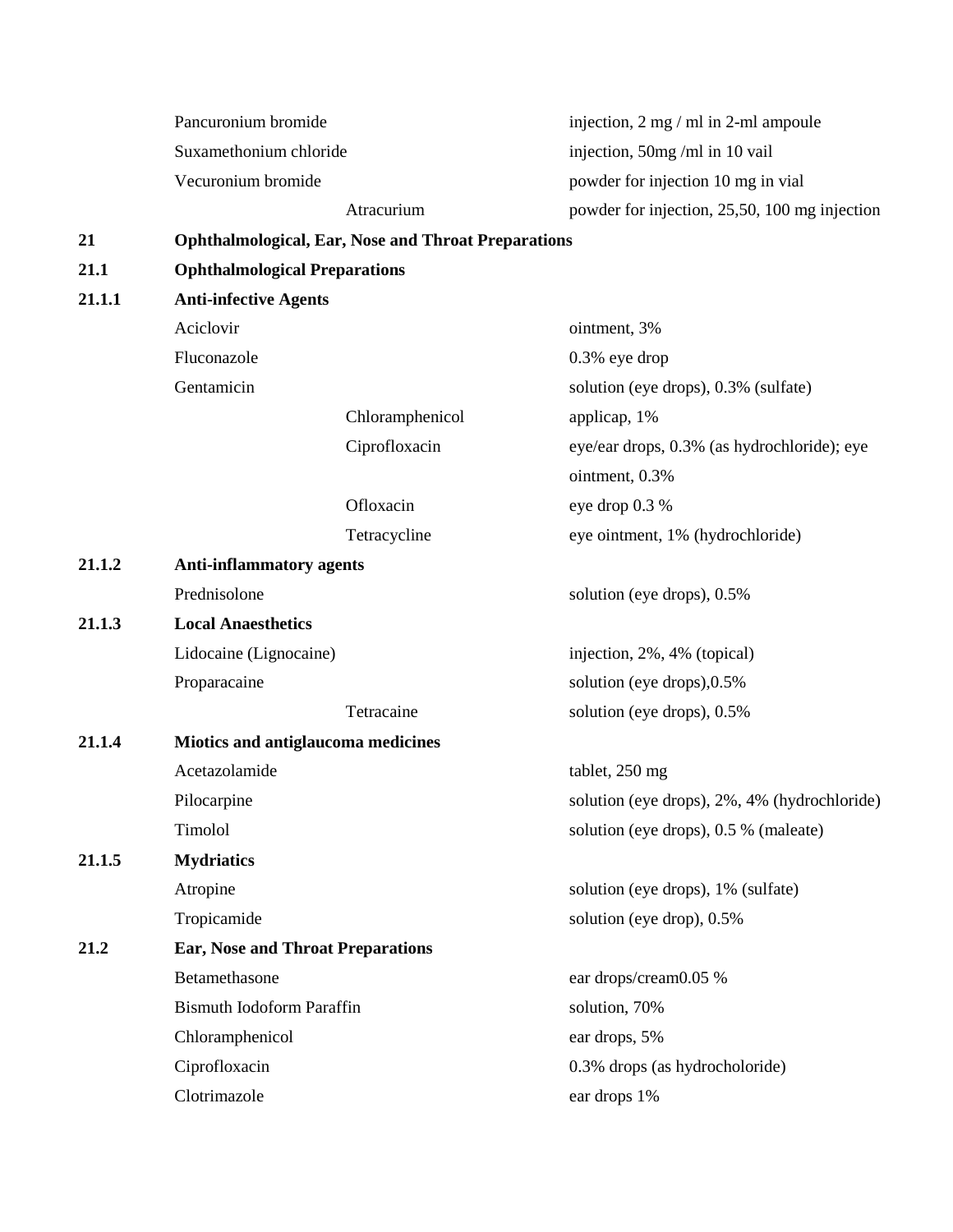| | | |
|---|---|---|
| | Pancuronium bromide | injection, 2 mg / ml in 2-ml ampoule |
| | Suxamethonium chloride | injection, 50mg /ml in 10 vail |
| | Vecuronium bromide | powder for injection 10 mg in vial |
| | Atracurium | powder for injection, 25,50, 100 mg injection |
| **21** | **Ophthalmological, Ear, Nose and Throat Preparations** | |
| **21.1** | **Ophthalmological Preparations** | |
| **21.1.1** | **Anti-infective Agents** | |
| | Aciclovir | ointment, 3% |
| | Fluconazole | 0.3% eye drop |
| | Gentamicin | solution (eye drops), 0.3% (sulfate) |
| | Chloramphenicol | applicap, 1% |
| | Ciprofloxacin | eye/ear drops, 0.3% (as hydrochloride); eye ointment, 0.3% |
| | Ofloxacin | eye drop 0.3 % |
| | Tetracycline | eye ointment, 1% (hydrochloride) |
| **21.1.2** | **Anti-inflammatory agents** | |
| | Prednisolone | solution (eye drops), 0.5% |
| **21.1.3** | **Local Anaesthetics** | |
| | Lidocaine (Lignocaine) | injection, 2%, 4% (topical) |
| | Proparacaine | solution (eye drops),0.5% |
| | Tetracaine | solution (eye drops), 0.5% |
| **21.1.4** | **Miotics and antiglaucoma medicines** | |
| | Acetazolamide | tablet, 250 mg |
| | Pilocarpine | solution (eye drops), 2%, 4% (hydrochloride) |
| | Timolol | solution (eye drops), 0.5 % (maleate) |
| **21.1.5** | **Mydriatics** | |
| | Atropine | solution (eye drops), 1% (sulfate) |
| | Tropicamide | solution (eye drop), 0.5% |
| **21.2** | **Ear, Nose and Throat Preparations** | |
| | Betamethasone | ear drops/cream0.05 % |
| | Bismuth Iodoform Paraffin | solution, 70% |
| | Chloramphenicol | ear drops, 5% |
| | Ciprofloxacin | 0.3% drops (as hydrocholoride) |
| | Clotrimazole | ear drops 1% |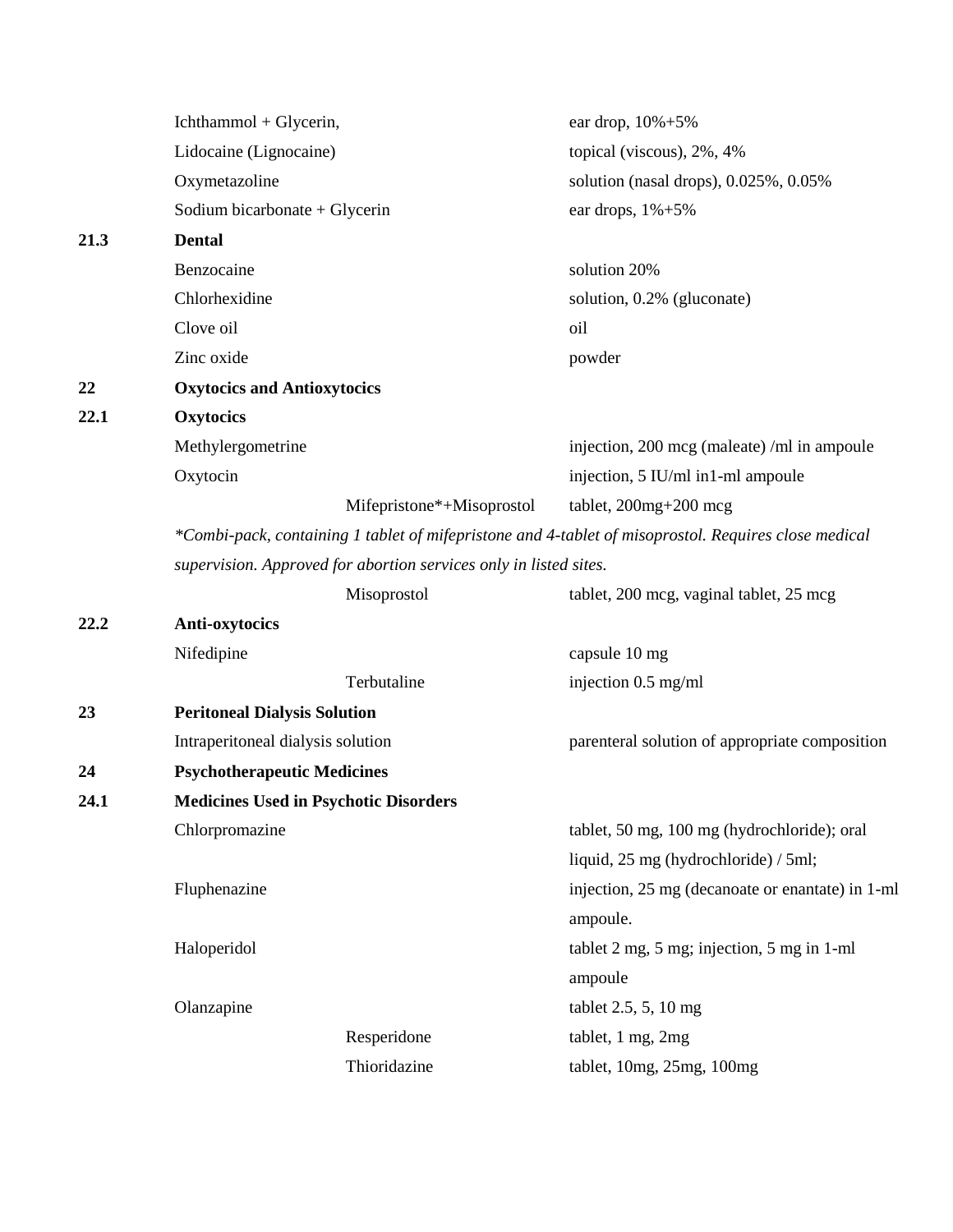| | | | |
|---|---|---|---|
| | Ichthammol + Glycerin, | | ear drop, 10%+5% |
| | Lidocaine (Lignocaine) | | topical (viscous), 2%, 4% |
| | Oxymetazoline | | solution (nasal drops), 0.025%, 0.05% |
| | Sodium bicarbonate + Glycerin | | ear drops, 1%+5% |
| **21.3** | **Dental** | | |
| | Benzocaine | | solution 20% |
| | Chlorhexidine | | solution, 0.2% (gluconate) |
| | Clove oil | | oil |
| | Zinc oxide | | powder |
| **22** | **Oxytocics and Antioxytocics** | | |
| **22.1** | **Oxytocics** | | |
| | Methylergometrine | | injection, 200 mcg (maleate) /ml in ampoule |
| | Oxytocin | | injection, 5 IU/ml in1-ml ampoule |
| | | Mifepristone*+Misoprostol | tablet, 200mg+200 mcg |
| | *\*Combi-pack, containing 1 tablet of mifepristone and 4-tablet of misoprostol. Requires close medical supervision. Approved for abortion services only in listed sites.* | | |
| | | Misoprostol | tablet, 200 mcg, vaginal tablet, 25 mcg |
| **22.2** | **Anti-oxytocics** | | |
| | Nifedipine | | capsule 10 mg |
| | | Terbutaline | injection 0.5 mg/ml |
| **23** | **Peritoneal Dialysis Solution** | | |
| | Intraperitoneal dialysis solution | | parenteral solution of appropriate composition |
| **24** | **Psychotherapeutic Medicines** | | |
| **24.1** | **Medicines Used in Psychotic Disorders** | | |
| | Chlorpromazine | | tablet, 50 mg, 100 mg (hydrochloride); oral liquid, 25 mg (hydrochloride) / 5ml; |
| | Fluphenazine | | injection, 25 mg (decanoate or enantate) in 1-ml ampoule. |
| | Haloperidol | | tablet 2 mg, 5 mg; injection, 5 mg in 1-ml ampoule |
| | Olanzapine | | tablet 2.5, 5, 10 mg |
| | | Resperidone | tablet, 1 mg, 2mg |
| | | Thioridazine | tablet, 10mg, 25mg, 100mg |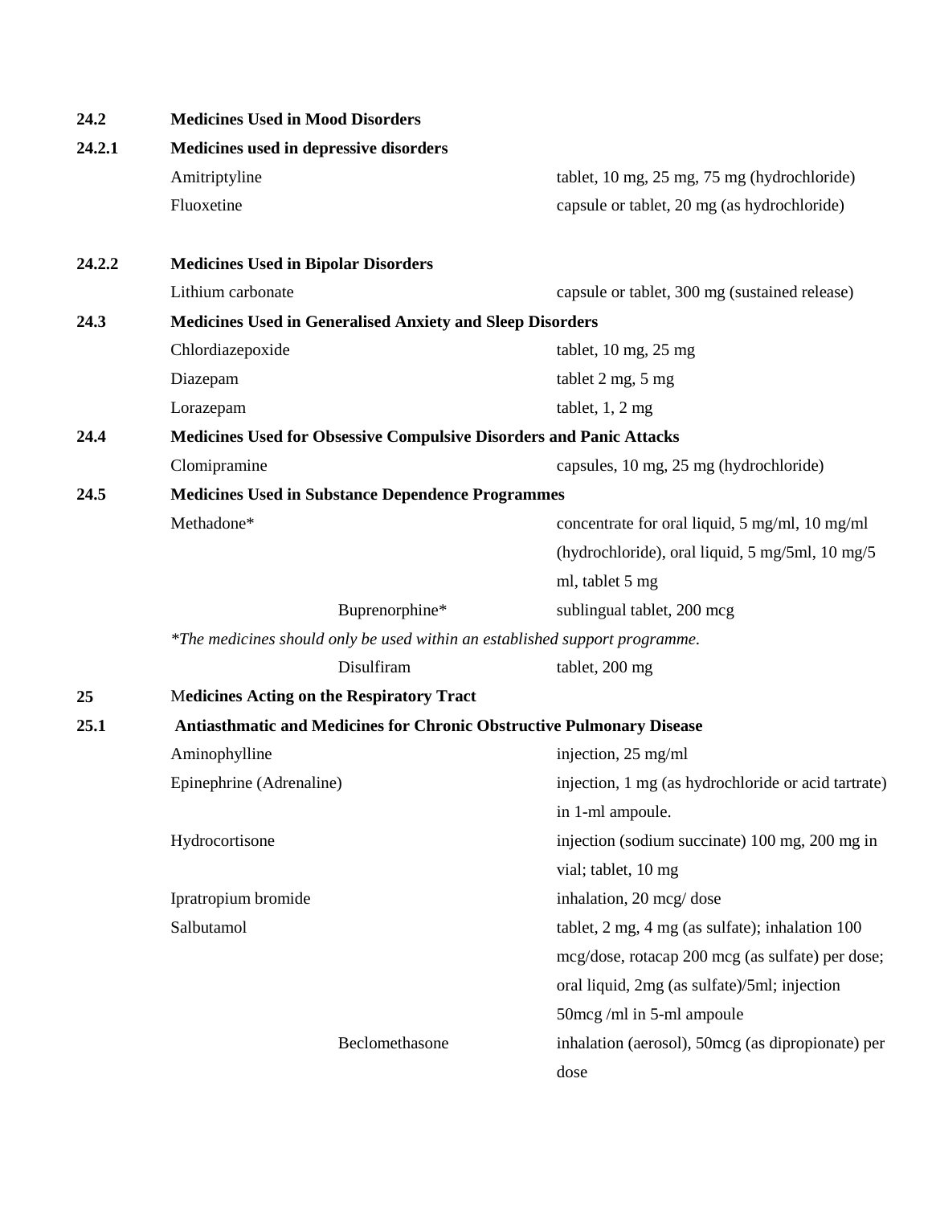**24.2 Medicines Used in Mood Disorders**

**24.2.1 Medicines used in depressive disorders**

| | |
|---|---|
| Amitriptyline | tablet, 10 mg, 25 mg, 75 mg (hydrochloride) |
| Fluoxetine | capsule or tablet, 20 mg (as hydrochloride) |

**24.2.2 Medicines Used in Bipolar Disorders**

| | |
|---|---|
| Lithium carbonate | capsule or tablet, 300 mg (sustained release) |

**24.3 Medicines Used in Generalised Anxiety and Sleep Disorders**

| | |
|---|---|
| Chlordiazepoxide | tablet, 10 mg, 25 mg |
| Diazepam | tablet 2 mg, 5 mg |
| Lorazepam | tablet, 1, 2 mg |

**24.4 Medicines Used for Obsessive Compulsive Disorders and Panic Attacks**

| | |
|---|---|
| Clomipramine | capsules, 10 mg, 25 mg (hydrochloride) |

**24.5 Medicines Used in Substance Dependence Programmes**

| | |
|---|---|
| Methadone* | concentrate for oral liquid, 5 mg/ml, 10 mg/ml (hydrochloride), oral liquid, 5 mg/5ml, 10 mg/5 ml, tablet 5 mg |
| Buprenorphine* | sublingual tablet, 200 mcg |

*\*The medicines should only be used within an established support programme.*

| | |
|---|---|
| Disulfiram | tablet, 200 mg |

**25 Medicines Acting on the Respiratory Tract**

**25.1 Antiasthmatic and Medicines for Chronic Obstructive Pulmonary Disease**

| | |
|---|---|
| Aminophylline | injection, 25 mg/ml |
| Epinephrine (Adrenaline) | injection, 1 mg (as hydrochloride or acid tartrate) in 1-ml ampoule. |
| Hydrocortisone | injection (sodium succinate) 100 mg, 200 mg in vial; tablet, 10 mg |
| Ipratropium bromide | inhalation, 20 mcg/ dose |
| Salbutamol | tablet, 2 mg, 4 mg (as sulfate); inhalation 100 mcg/dose, rotacap 200 mcg (as sulfate) per dose; oral liquid, 2mg (as sulfate)/5ml; injection 50mcg /ml in 5-ml ampoule |
| Beclomethasone | inhalation (aerosol), 50mcg (as dipropionate) per dose |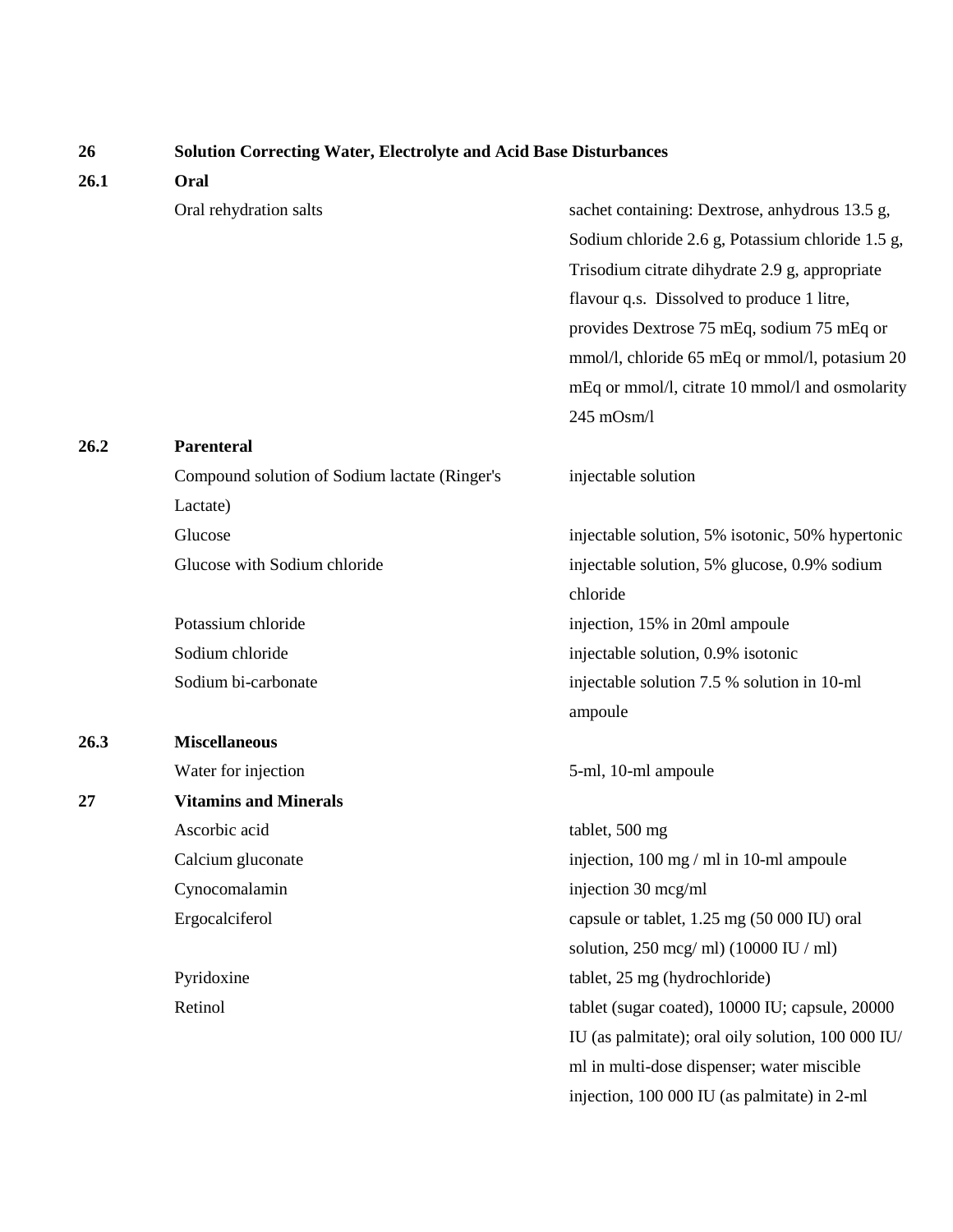| | | |
|---|---|---|
| **26** | **Solution Correcting Water, Electrolyte and Acid Base Disturbances** | |
| **26.1** | **Oral** | |
| | Oral rehydration salts | sachet containing: Dextrose, anhydrous 13.5 g, Sodium chloride 2.6 g, Potassium chloride 1.5 g, Trisodium citrate dihydrate 2.9 g, appropriate flavour q.s. Dissolved to produce 1 litre, provides Dextrose 75 mEq, sodium 75 mEq or mmol/l, chloride 65 mEq or mmol/l, potasium 20 mEq or mmol/l, citrate 10 mmol/l and osmolarity 245 mOsm/l |
| **26.2** | **Parenteral** | |
| | Compound solution of Sodium lactate (Ringer's Lactate) | injectable solution |
| | Glucose | injectable solution, 5% isotonic, 50% hypertonic |
| | Glucose with Sodium chloride | injectable solution, 5% glucose, 0.9% sodium chloride |
| | Potassium chloride | injection, 15% in 20ml ampoule |
| | Sodium chloride | injectable solution, 0.9% isotonic |
| | Sodium bi-carbonate | injectable solution 7.5 % solution in 10-ml ampoule |
| **26.3** | **Miscellaneous** | |
| | Water for injection | 5-ml, 10-ml ampoule |
| **27** | **Vitamins and Minerals** | |
| | Ascorbic acid | tablet, 500 mg |
| | Calcium gluconate | injection, 100 mg / ml in 10-ml ampoule |
| | Cynocomalamin | injection 30 mcg/ml |
| | Ergocalciferol | capsule or tablet, 1.25 mg (50 000 IU) oral solution, 250 mcg/ ml) (10000 IU / ml) |
| | Pyridoxine | tablet, 25 mg (hydrochloride) |
| | Retinol | tablet (sugar coated), 10000 IU; capsule, 20000 IU (as palmitate); oral oily solution, 100 000 IU/ ml in multi-dose dispenser; water miscible injection, 100 000 IU (as palmitate) in 2-ml |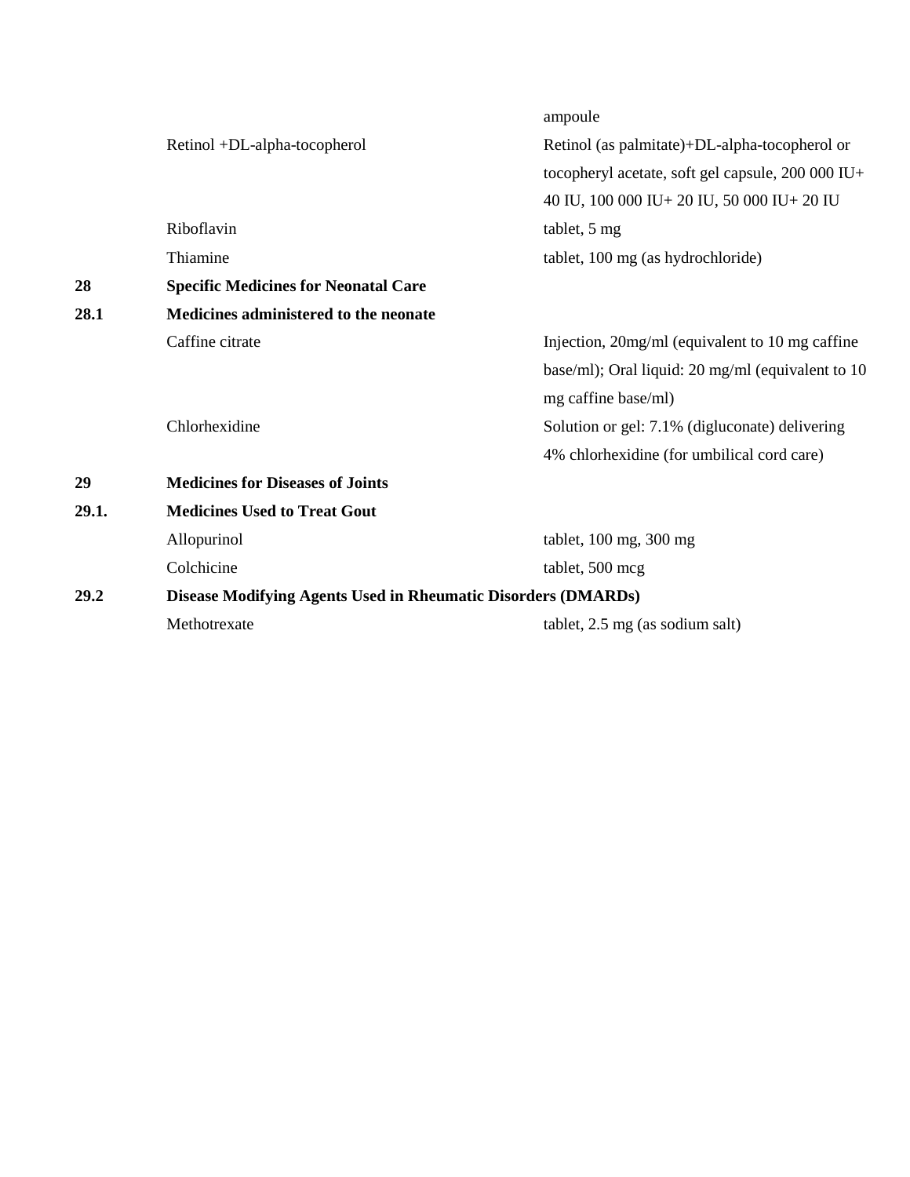| | | |
|---|---|---|
| | | ampoule |
| | Retinol +DL-alpha-tocopherol | Retinol (as palmitate)+DL-alpha-tocopherol or tocopheryl acetate, soft gel capsule, 200 000 IU+ 40 IU, 100 000 IU+ 20 IU, 50 000 IU+ 20 IU |
| | Riboflavin | tablet, 5 mg |
| | Thiamine | tablet, 100 mg (as hydrochloride) |
| **28** | **Specific Medicines for Neonatal Care** | |
| **28.1** | **Medicines administered to the neonate** | |
| | Caffine citrate | Injection, 20mg/ml (equivalent to 10 mg caffine base/ml); Oral liquid: 20 mg/ml (equivalent to 10 mg caffine base/ml) |
| | Chlorhexidine | Solution or gel: 7.1% (digluconate) delivering 4% chlorhexidine (for umbilical cord care) |
| **29** | **Medicines for Diseases of Joints** | |
| **29.1.** | **Medicines Used to Treat Gout** | |
| | Allopurinol | tablet, 100 mg, 300 mg |
| | Colchicine | tablet, 500 mcg |
| **29.2** | **Disease Modifying Agents Used in Rheumatic Disorders (DMARDs)** | |
| | Methotrexate | tablet, 2.5 mg (as sodium salt) |